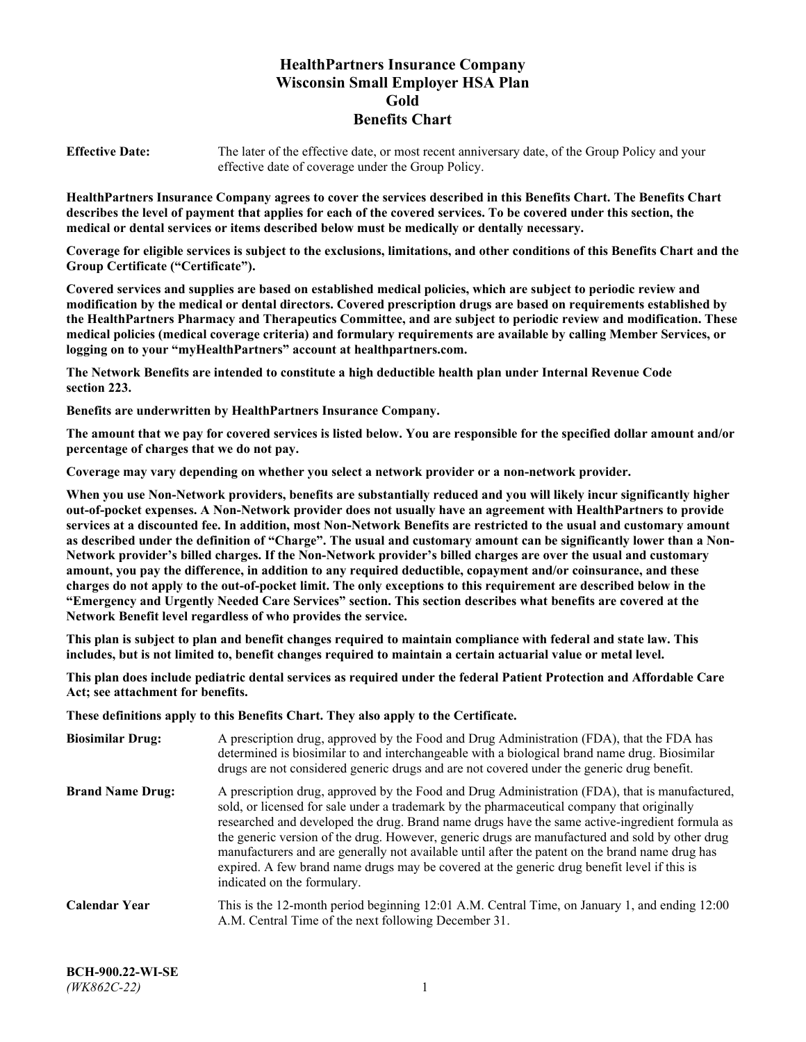# HealthPartners Insurance Company
# Wisconsin Small Employer HSA Plan
# Gold
# Benefits Chart

**Effective Date:** The later of the effective date, or most recent anniversary date, of the Group Policy and your effective date of coverage under the Group Policy.

**HealthPartners Insurance Company agrees to cover the services described in this Benefits Chart. The Benefits Chart describes the level of payment that applies for each of the covered services. To be covered under this section, the medical or dental services or items described below must be medically or dentally necessary.**

**Coverage for eligible services is subject to the exclusions, limitations, and other conditions of this Benefits Chart and the Group Certificate ("Certificate").**

**Covered services and supplies are based on established medical policies, which are subject to periodic review and modification by the medical or dental directors. Covered prescription drugs are based on requirements established by the HealthPartners Pharmacy and Therapeutics Committee, and are subject to periodic review and modification. These medical policies (medical coverage criteria) and formulary requirements are available by calling Member Services, or logging on to your "myHealthPartners" account at healthpartners.com.**

**The Network Benefits are intended to constitute a high deductible health plan under Internal Revenue Code section 223.**

**Benefits are underwritten by HealthPartners Insurance Company.**

**The amount that we pay for covered services is listed below. You are responsible for the specified dollar amount and/or percentage of charges that we do not pay.**

**Coverage may vary depending on whether you select a network provider or a non-network provider.**

**When you use Non-Network providers, benefits are substantially reduced and you will likely incur significantly higher out-of-pocket expenses. A Non-Network provider does not usually have an agreement with HealthPartners to provide services at a discounted fee. In addition, most Non-Network Benefits are restricted to the usual and customary amount as described under the definition of "Charge". The usual and customary amount can be significantly lower than a Non-Network provider's billed charges. If the Non-Network provider's billed charges are over the usual and customary amount, you pay the difference, in addition to any required deductible, copayment and/or coinsurance, and these charges do not apply to the out-of-pocket limit. The only exceptions to this requirement are described below in the "Emergency and Urgently Needed Care Services" section. This section describes what benefits are covered at the Network Benefit level regardless of who provides the service.**

**This plan is subject to plan and benefit changes required to maintain compliance with federal and state law. This includes, but is not limited to, benefit changes required to maintain a certain actuarial value or metal level.**

**This plan does include pediatric dental services as required under the federal Patient Protection and Affordable Care Act; see attachment for benefits.**

**These definitions apply to this Benefits Chart. They also apply to the Certificate.**

**Biosimilar Drug:** A prescription drug, approved by the Food and Drug Administration (FDA), that the FDA has determined is biosimilar to and interchangeable with a biological brand name drug. Biosimilar drugs are not considered generic drugs and are not covered under the generic drug benefit.

**Brand Name Drug:** A prescription drug, approved by the Food and Drug Administration (FDA), that is manufactured, sold, or licensed for sale under a trademark by the pharmaceutical company that originally researched and developed the drug. Brand name drugs have the same active-ingredient formula as the generic version of the drug. However, generic drugs are manufactured and sold by other drug manufacturers and are generally not available until after the patent on the brand name drug has expired. A few brand name drugs may be covered at the generic drug benefit level if this is indicated on the formulary.

**Calendar Year** This is the 12-month period beginning 12:01 A.M. Central Time, on January 1, and ending 12:00 A.M. Central Time of the next following December 31.

**BCH-900.22-WI-SE**
*(WK862C-22)*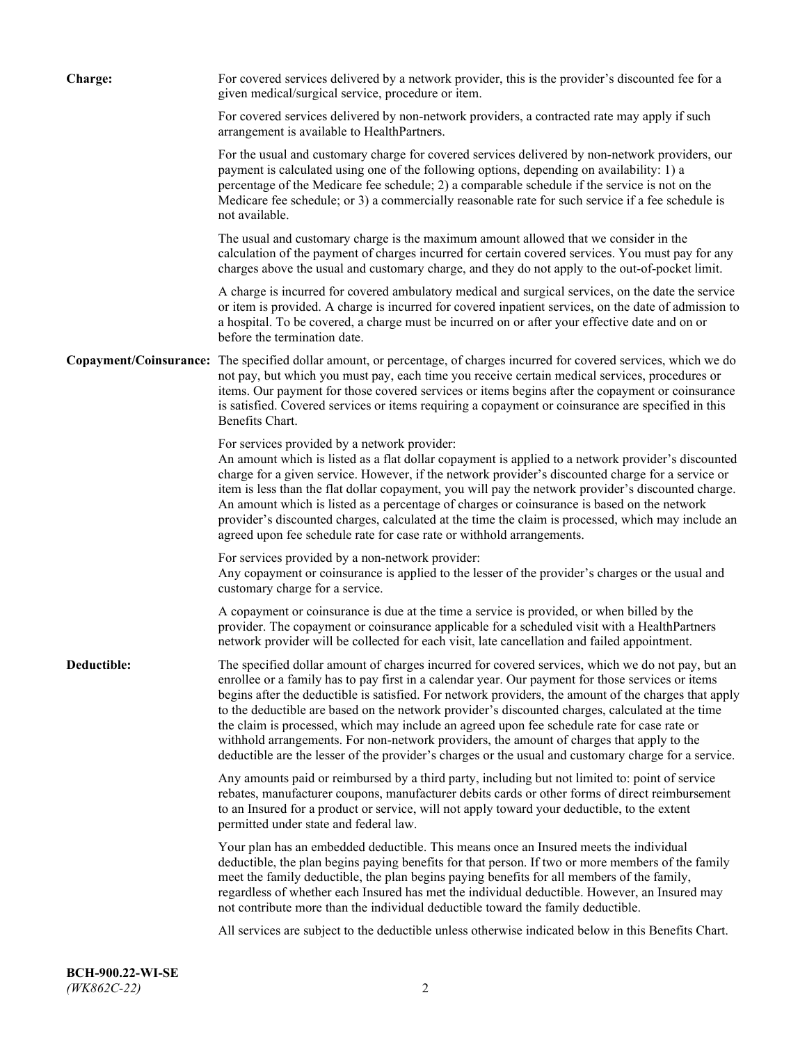**Charge:** For covered services delivered by a network provider, this is the provider's discounted fee for a given medical/surgical service, procedure or item.

For covered services delivered by non-network providers, a contracted rate may apply if such arrangement is available to HealthPartners.

For the usual and customary charge for covered services delivered by non-network providers, our payment is calculated using one of the following options, depending on availability: 1) a percentage of the Medicare fee schedule; 2) a comparable schedule if the service is not on the Medicare fee schedule; or 3) a commercially reasonable rate for such service if a fee schedule is not available.

The usual and customary charge is the maximum amount allowed that we consider in the calculation of the payment of charges incurred for certain covered services. You must pay for any charges above the usual and customary charge, and they do not apply to the out-of-pocket limit.

A charge is incurred for covered ambulatory medical and surgical services, on the date the service or item is provided. A charge is incurred for covered inpatient services, on the date of admission to a hospital. To be covered, a charge must be incurred on or after your effective date and on or before the termination date.

**Copayment/Coinsurance:** The specified dollar amount, or percentage, of charges incurred for covered services, which we do not pay, but which you must pay, each time you receive certain medical services, procedures or items. Our payment for those covered services or items begins after the copayment or coinsurance is satisfied. Covered services or items requiring a copayment or coinsurance are specified in this Benefits Chart.

For services provided by a network provider:
An amount which is listed as a flat dollar copayment is applied to a network provider's discounted charge for a given service. However, if the network provider's discounted charge for a service or item is less than the flat dollar copayment, you will pay the network provider's discounted charge. An amount which is listed as a percentage of charges or coinsurance is based on the network provider's discounted charges, calculated at the time the claim is processed, which may include an agreed upon fee schedule rate for case rate or withhold arrangements.

For services provided by a non-network provider:
Any copayment or coinsurance is applied to the lesser of the provider's charges or the usual and customary charge for a service.

A copayment or coinsurance is due at the time a service is provided, or when billed by the provider. The copayment or coinsurance applicable for a scheduled visit with a HealthPartners network provider will be collected for each visit, late cancellation and failed appointment.

**Deductible:** The specified dollar amount of charges incurred for covered services, which we do not pay, but an enrollee or a family has to pay first in a calendar year. Our payment for those services or items begins after the deductible is satisfied. For network providers, the amount of the charges that apply to the deductible are based on the network provider's discounted charges, calculated at the time the claim is processed, which may include an agreed upon fee schedule rate for case rate or withhold arrangements. For non-network providers, the amount of charges that apply to the deductible are the lesser of the provider's charges or the usual and customary charge for a service.

Any amounts paid or reimbursed by a third party, including but not limited to: point of service rebates, manufacturer coupons, manufacturer debits cards or other forms of direct reimbursement to an Insured for a product or service, will not apply toward your deductible, to the extent permitted under state and federal law.

Your plan has an embedded deductible. This means once an Insured meets the individual deductible, the plan begins paying benefits for that person. If two or more members of the family meet the family deductible, the plan begins paying benefits for all members of the family, regardless of whether each Insured has met the individual deductible. However, an Insured may not contribute more than the individual deductible toward the family deductible.

All services are subject to the deductible unless otherwise indicated below in this Benefits Chart.

**BCH-900.22-WI-SE**
*(WK862C-22)*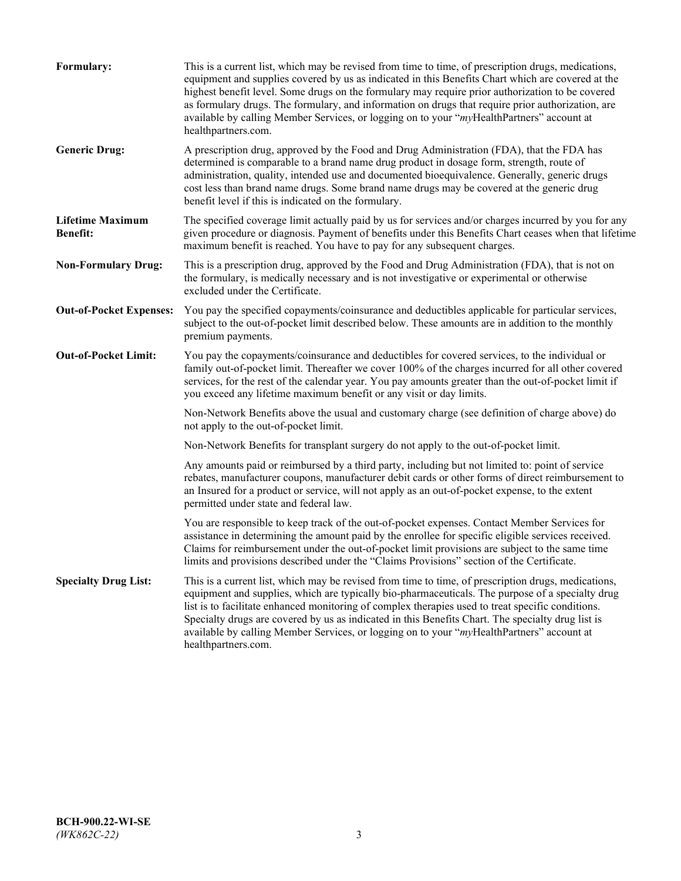**Formulary:** This is a current list, which may be revised from time to time, of prescription drugs, medications, equipment and supplies covered by us as indicated in this Benefits Chart which are covered at the highest benefit level. Some drugs on the formulary may require prior authorization to be covered as formulary drugs. The formulary, and information on drugs that require prior authorization, are available by calling Member Services, or logging on to your "*my*HealthPartners" account at healthpartners.com.

**Generic Drug:** A prescription drug, approved by the Food and Drug Administration (FDA), that the FDA has determined is comparable to a brand name drug product in dosage form, strength, route of administration, quality, intended use and documented bioequivalence. Generally, generic drugs cost less than brand name drugs. Some brand name drugs may be covered at the generic drug benefit level if this is indicated on the formulary.

**Lifetime Maximum Benefit:** The specified coverage limit actually paid by us for services and/or charges incurred by you for any given procedure or diagnosis. Payment of benefits under this Benefits Chart ceases when that lifetime maximum benefit is reached. You have to pay for any subsequent charges.

**Non-Formulary Drug:** This is a prescription drug, approved by the Food and Drug Administration (FDA), that is not on the formulary, is medically necessary and is not investigative or experimental or otherwise excluded under the Certificate.

**Out-of-Pocket Expenses:** You pay the specified copayments/coinsurance and deductibles applicable for particular services, subject to the out-of-pocket limit described below. These amounts are in addition to the monthly premium payments.

**Out-of-Pocket Limit:** You pay the copayments/coinsurance and deductibles for covered services, to the individual or family out-of-pocket limit. Thereafter we cover 100% of the charges incurred for all other covered services, for the rest of the calendar year. You pay amounts greater than the out-of-pocket limit if you exceed any lifetime maximum benefit or any visit or day limits.

Non-Network Benefits above the usual and customary charge (see definition of charge above) do not apply to the out-of-pocket limit.

Non-Network Benefits for transplant surgery do not apply to the out-of-pocket limit.

Any amounts paid or reimbursed by a third party, including but not limited to: point of service rebates, manufacturer coupons, manufacturer debit cards or other forms of direct reimbursement to an Insured for a product or service, will not apply as an out-of-pocket expense, to the extent permitted under state and federal law.

You are responsible to keep track of the out-of-pocket expenses. Contact Member Services for assistance in determining the amount paid by the enrollee for specific eligible services received. Claims for reimbursement under the out-of-pocket limit provisions are subject to the same time limits and provisions described under the "Claims Provisions" section of the Certificate.

**Specialty Drug List:** This is a current list, which may be revised from time to time, of prescription drugs, medications, equipment and supplies, which are typically bio-pharmaceuticals. The purpose of a specialty drug list is to facilitate enhanced monitoring of complex therapies used to treat specific conditions. Specialty drugs are covered by us as indicated in this Benefits Chart. The specialty drug list is available by calling Member Services, or logging on to your "*my*HealthPartners" account at healthpartners.com.

**BCH-900.22-WI-SE**
*(WK862C-22)*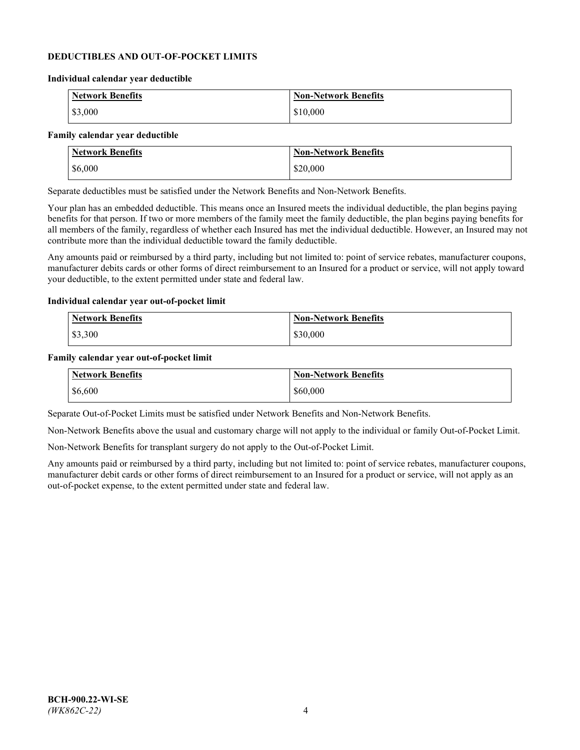## DEDUCTIBLES AND OUT-OF-POCKET LIMITS

### Individual calendar year deductible

| Network Benefits | Non-Network Benefits |
|---|---|
| $3,000 | $10,000 |

### Family calendar year deductible

| Network Benefits | Non-Network Benefits |
|---|---|
| $6,000 | $20,000 |

Separate deductibles must be satisfied under the Network Benefits and Non-Network Benefits.

Your plan has an embedded deductible. This means once an Insured meets the individual deductible, the plan begins paying benefits for that person. If two or more members of the family meet the family deductible, the plan begins paying benefits for all members of the family, regardless of whether each Insured has met the individual deductible. However, an Insured may not contribute more than the individual deductible toward the family deductible.

Any amounts paid or reimbursed by a third party, including but not limited to: point of service rebates, manufacturer coupons, manufacturer debits cards or other forms of direct reimbursement to an Insured for a product or service, will not apply toward your deductible, to the extent permitted under state and federal law.

### Individual calendar year out-of-pocket limit

| Network Benefits | Non-Network Benefits |
|---|---|
| $3,300 | $30,000 |

### Family calendar year out-of-pocket limit

| Network Benefits | Non-Network Benefits |
|---|---|
| $6,600 | $60,000 |

Separate Out-of-Pocket Limits must be satisfied under Network Benefits and Non-Network Benefits.

Non-Network Benefits above the usual and customary charge will not apply to the individual or family Out-of-Pocket Limit.

Non-Network Benefits for transplant surgery do not apply to the Out-of-Pocket Limit.

Any amounts paid or reimbursed by a third party, including but not limited to: point of service rebates, manufacturer coupons, manufacturer debit cards or other forms of direct reimbursement to an Insured for a product or service, will not apply as an out-of-pocket expense, to the extent permitted under state and federal law.

**BCH-900.22-WI-SE**
*(WK862C-22)*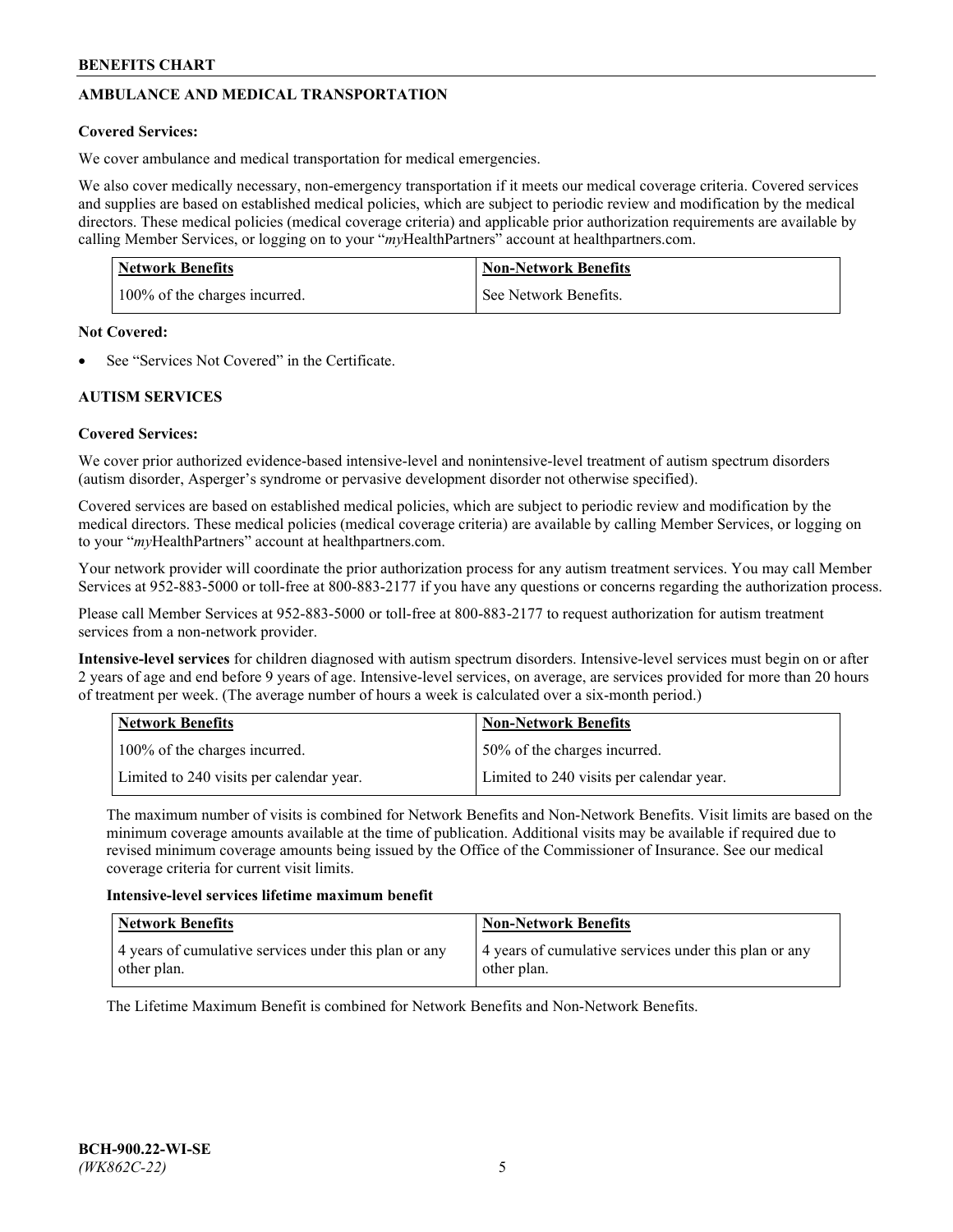## AMBULANCE AND MEDICAL TRANSPORTATION

**Covered Services:**

We cover ambulance and medical transportation for medical emergencies.

We also cover medically necessary, non-emergency transportation if it meets our medical coverage criteria. Covered services and supplies are based on established medical policies, which are subject to periodic review and modification by the medical directors. These medical policies (medical coverage criteria) and applicable prior authorization requirements are available by calling Member Services, or logging on to your "*my*HealthPartners" account at healthpartners.com.

| Network Benefits | Non-Network Benefits |
|---|---|
| 100% of the charges incurred. | See Network Benefits. |

**Not Covered:**

- See "Services Not Covered" in the Certificate.

## AUTISM SERVICES

**Covered Services:**

We cover prior authorized evidence-based intensive-level and nonintensive-level treatment of autism spectrum disorders (autism disorder, Asperger's syndrome or pervasive development disorder not otherwise specified).

Covered services are based on established medical policies, which are subject to periodic review and modification by the medical directors. These medical policies (medical coverage criteria) are available by calling Member Services, or logging on to your "*my*HealthPartners" account at healthpartners.com.

Your network provider will coordinate the prior authorization process for any autism treatment services. You may call Member Services at 952-883-5000 or toll-free at 800-883-2177 if you have any questions or concerns regarding the authorization process.

Please call Member Services at 952-883-5000 or toll-free at 800-883-2177 to request authorization for autism treatment services from a non-network provider.

**Intensive-level services** for children diagnosed with autism spectrum disorders. Intensive-level services must begin on or after 2 years of age and end before 9 years of age. Intensive-level services, on average, are services provided for more than 20 hours of treatment per week. (The average number of hours a week is calculated over a six-month period.)

| Network Benefits | Non-Network Benefits |
|---|---|
| 100% of the charges incurred. | 50% of the charges incurred. |
| Limited to 240 visits per calendar year. | Limited to 240 visits per calendar year. |

The maximum number of visits is combined for Network Benefits and Non-Network Benefits. Visit limits are based on the minimum coverage amounts available at the time of publication. Additional visits may be available if required due to revised minimum coverage amounts being issued by the Office of the Commissioner of Insurance. See our medical coverage criteria for current visit limits.

**Intensive-level services lifetime maximum benefit**

| Network Benefits | Non-Network Benefits |
|---|---|
| 4 years of cumulative services under this plan or any other plan. | 4 years of cumulative services under this plan or any other plan. |

The Lifetime Maximum Benefit is combined for Network Benefits and Non-Network Benefits.

BCH-900.22-WI-SE
*(WK862C-22)*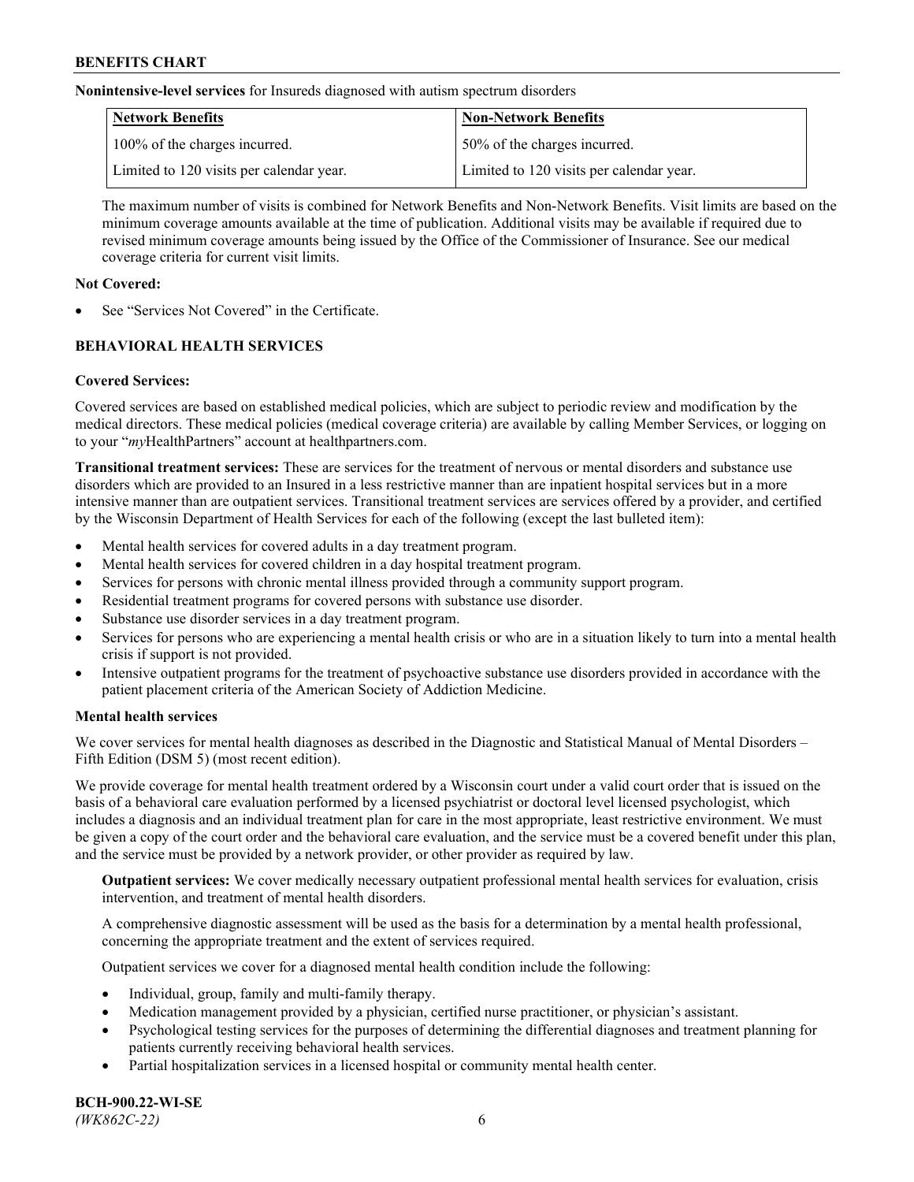**Nonintensive-level services** for Insureds diagnosed with autism spectrum disorders

| Network Benefits | Non-Network Benefits |
| --- | --- |
| 100% of the charges incurred. | 50% of the charges incurred. |
| Limited to 120 visits per calendar year. | Limited to 120 visits per calendar year. |

The maximum number of visits is combined for Network Benefits and Non-Network Benefits. Visit limits are based on the minimum coverage amounts available at the time of publication. Additional visits may be available if required due to revised minimum coverage amounts being issued by the Office of the Commissioner of Insurance. See our medical coverage criteria for current visit limits.

**Not Covered:**

- See "Services Not Covered" in the Certificate.

## BEHAVIORAL HEALTH SERVICES

**Covered Services:**

Covered services are based on established medical policies, which are subject to periodic review and modification by the medical directors. These medical policies (medical coverage criteria) are available by calling Member Services, or logging on to your "*my*HealthPartners" account at healthpartners.com.

**Transitional treatment services:** These are services for the treatment of nervous or mental disorders and substance use disorders which are provided to an Insured in a less restrictive manner than are inpatient hospital services but in a more intensive manner than are outpatient services. Transitional treatment services are services offered by a provider, and certified by the Wisconsin Department of Health Services for each of the following (except the last bulleted item):

- Mental health services for covered adults in a day treatment program.
- Mental health services for covered children in a day hospital treatment program.
- Services for persons with chronic mental illness provided through a community support program.
- Residential treatment programs for covered persons with substance use disorder.
- Substance use disorder services in a day treatment program.
- Services for persons who are experiencing a mental health crisis or who are in a situation likely to turn into a mental health crisis if support is not provided.
- Intensive outpatient programs for the treatment of psychoactive substance use disorders provided in accordance with the patient placement criteria of the American Society of Addiction Medicine.

**Mental health services**

We cover services for mental health diagnoses as described in the Diagnostic and Statistical Manual of Mental Disorders – Fifth Edition (DSM 5) (most recent edition).

We provide coverage for mental health treatment ordered by a Wisconsin court under a valid court order that is issued on the basis of a behavioral care evaluation performed by a licensed psychiatrist or doctoral level licensed psychologist, which includes a diagnosis and an individual treatment plan for care in the most appropriate, least restrictive environment. We must be given a copy of the court order and the behavioral care evaluation, and the service must be a covered benefit under this plan, and the service must be provided by a network provider, or other provider as required by law.

**Outpatient services:** We cover medically necessary outpatient professional mental health services for evaluation, crisis intervention, and treatment of mental health disorders.

A comprehensive diagnostic assessment will be used as the basis for a determination by a mental health professional, concerning the appropriate treatment and the extent of services required.

Outpatient services we cover for a diagnosed mental health condition include the following:

- Individual, group, family and multi-family therapy.
- Medication management provided by a physician, certified nurse practitioner, or physician's assistant.
- Psychological testing services for the purposes of determining the differential diagnoses and treatment planning for patients currently receiving behavioral health services.
- Partial hospitalization services in a licensed hospital or community mental health center.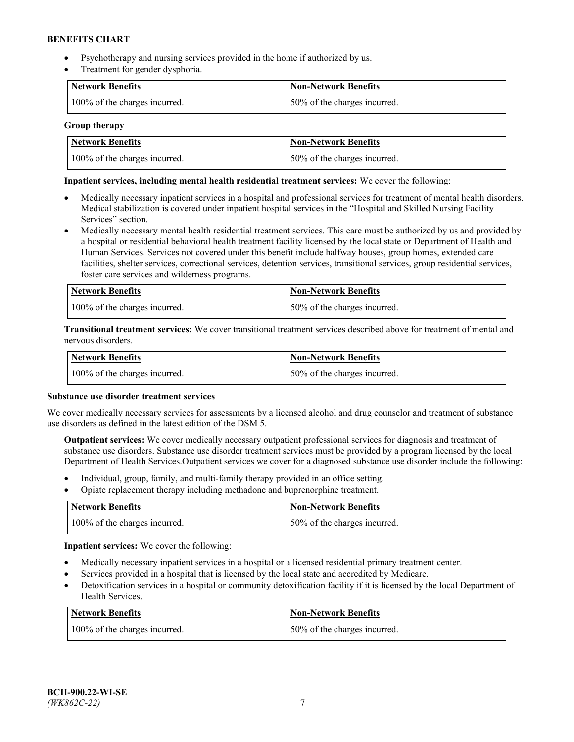- Psychotherapy and nursing services provided in the home if authorized by us.
- Treatment for gender dysphoria.

| Network Benefits | Non-Network Benefits |
|---|---|
| 100% of the charges incurred. | 50% of the charges incurred. |

**Group therapy**

| Network Benefits | Non-Network Benefits |
|---|---|
| 100% of the charges incurred. | 50% of the charges incurred. |

**Inpatient services, including mental health residential treatment services:** We cover the following:

- Medically necessary inpatient services in a hospital and professional services for treatment of mental health disorders. Medical stabilization is covered under inpatient hospital services in the "Hospital and Skilled Nursing Facility Services" section.
- Medically necessary mental health residential treatment services. This care must be authorized by us and provided by a hospital or residential behavioral health treatment facility licensed by the local state or Department of Health and Human Services. Services not covered under this benefit include halfway houses, group homes, extended care facilities, shelter services, correctional services, detention services, transitional services, group residential services, foster care services and wilderness programs.

| Network Benefits | Non-Network Benefits |
|---|---|
| 100% of the charges incurred. | 50% of the charges incurred. |

**Transitional treatment services:** We cover transitional treatment services described above for treatment of mental and nervous disorders.

| Network Benefits | Non-Network Benefits |
|---|---|
| 100% of the charges incurred. | 50% of the charges incurred. |

**Substance use disorder treatment services**

We cover medically necessary services for assessments by a licensed alcohol and drug counselor and treatment of substance use disorders as defined in the latest edition of the DSM 5.

**Outpatient services:** We cover medically necessary outpatient professional services for diagnosis and treatment of substance use disorders. Substance use disorder treatment services must be provided by a program licensed by the local Department of Health Services.Outpatient services we cover for a diagnosed substance use disorder include the following:

- Individual, group, family, and multi-family therapy provided in an office setting.
- Opiate replacement therapy including methadone and buprenorphine treatment.

| Network Benefits | Non-Network Benefits |
|---|---|
| 100% of the charges incurred. | 50% of the charges incurred. |

**Inpatient services:** We cover the following:

- Medically necessary inpatient services in a hospital or a licensed residential primary treatment center.
- Services provided in a hospital that is licensed by the local state and accredited by Medicare.
- Detoxification services in a hospital or community detoxification facility if it is licensed by the local Department of Health Services.

| Network Benefits | Non-Network Benefits |
|---|---|
| 100% of the charges incurred. | 50% of the charges incurred. |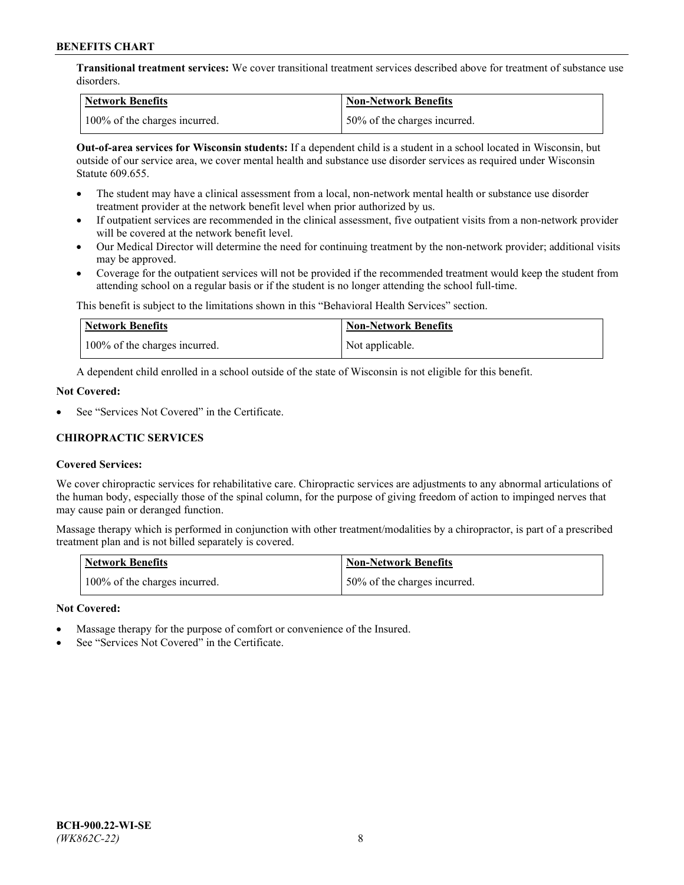**Transitional treatment services:** We cover transitional treatment services described above for treatment of substance use disorders.

| Network Benefits | Non-Network Benefits |
|---|---|
| 100% of the charges incurred. | 50% of the charges incurred. |

**Out-of-area services for Wisconsin students:** If a dependent child is a student in a school located in Wisconsin, but outside of our service area, we cover mental health and substance use disorder services as required under Wisconsin Statute 609.655.

- The student may have a clinical assessment from a local, non-network mental health or substance use disorder treatment provider at the network benefit level when prior authorized by us.
- If outpatient services are recommended in the clinical assessment, five outpatient visits from a non-network provider will be covered at the network benefit level.
- Our Medical Director will determine the need for continuing treatment by the non-network provider; additional visits may be approved.
- Coverage for the outpatient services will not be provided if the recommended treatment would keep the student from attending school on a regular basis or if the student is no longer attending the school full-time.

This benefit is subject to the limitations shown in this "Behavioral Health Services" section.

| Network Benefits | Non-Network Benefits |
|---|---|
| 100% of the charges incurred. | Not applicable. |

A dependent child enrolled in a school outside of the state of Wisconsin is not eligible for this benefit.

**Not Covered:**

- See "Services Not Covered" in the Certificate.

## CHIROPRACTIC SERVICES

**Covered Services:**

We cover chiropractic services for rehabilitative care. Chiropractic services are adjustments to any abnormal articulations of the human body, especially those of the spinal column, for the purpose of giving freedom of action to impinged nerves that may cause pain or deranged function.

Massage therapy which is performed in conjunction with other treatment/modalities by a chiropractor, is part of a prescribed treatment plan and is not billed separately is covered.

| Network Benefits | Non-Network Benefits |
|---|---|
| 100% of the charges incurred. | 50% of the charges incurred. |

**Not Covered:**

- Massage therapy for the purpose of comfort or convenience of the Insured.
- See "Services Not Covered" in the Certificate.

**BCH-900.22-WI-SE**
*(WK862C-22)*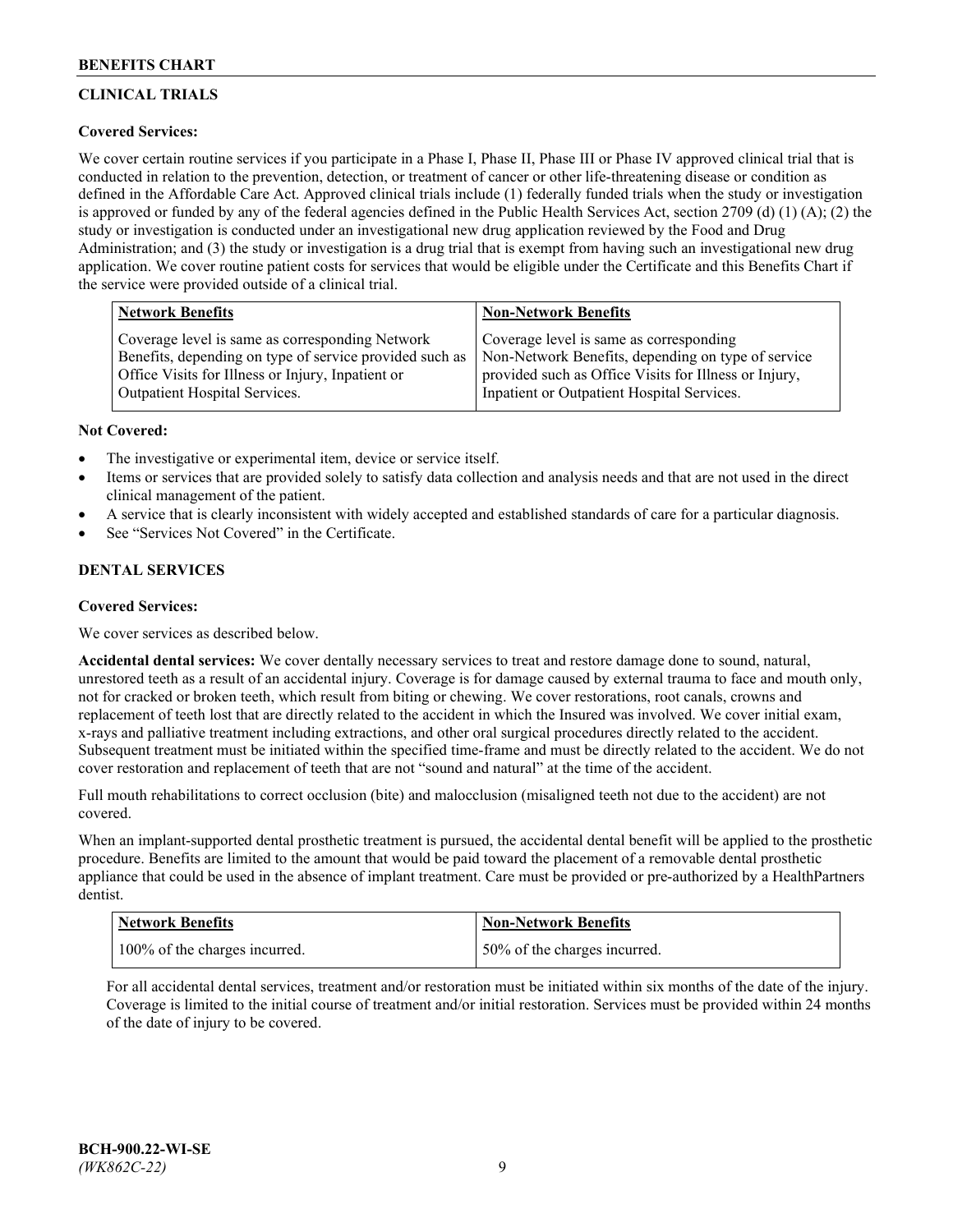## CLINICAL TRIALS

### Covered Services:

We cover certain routine services if you participate in a Phase I, Phase II, Phase III or Phase IV approved clinical trial that is conducted in relation to the prevention, detection, or treatment of cancer or other life-threatening disease or condition as defined in the Affordable Care Act. Approved clinical trials include (1) federally funded trials when the study or investigation is approved or funded by any of the federal agencies defined in the Public Health Services Act, section 2709 (d) (1) (A); (2) the study or investigation is conducted under an investigational new drug application reviewed by the Food and Drug Administration; and (3) the study or investigation is a drug trial that is exempt from having such an investigational new drug application. We cover routine patient costs for services that would be eligible under the Certificate and this Benefits Chart if the service were provided outside of a clinical trial.

| Network Benefits | Non-Network Benefits |
|---|---|
| Coverage level is same as corresponding Network Benefits, depending on type of service provided such as Office Visits for Illness or Injury, Inpatient or Outpatient Hospital Services. | Coverage level is same as corresponding Non-Network Benefits, depending on type of service provided such as Office Visits for Illness or Injury, Inpatient or Outpatient Hospital Services. |

### Not Covered:

- The investigative or experimental item, device or service itself.
- Items or services that are provided solely to satisfy data collection and analysis needs and that are not used in the direct clinical management of the patient.
- A service that is clearly inconsistent with widely accepted and established standards of care for a particular diagnosis.
- See "Services Not Covered" in the Certificate.

## DENTAL SERVICES

### Covered Services:

We cover services as described below.

**Accidental dental services:** We cover dentally necessary services to treat and restore damage done to sound, natural, unrestored teeth as a result of an accidental injury. Coverage is for damage caused by external trauma to face and mouth only, not for cracked or broken teeth, which result from biting or chewing. We cover restorations, root canals, crowns and replacement of teeth lost that are directly related to the accident in which the Insured was involved. We cover initial exam, x-rays and palliative treatment including extractions, and other oral surgical procedures directly related to the accident. Subsequent treatment must be initiated within the specified time-frame and must be directly related to the accident. We do not cover restoration and replacement of teeth that are not "sound and natural" at the time of the accident.

Full mouth rehabilitations to correct occlusion (bite) and malocclusion (misaligned teeth not due to the accident) are not covered.

When an implant-supported dental prosthetic treatment is pursued, the accidental dental benefit will be applied to the prosthetic procedure. Benefits are limited to the amount that would be paid toward the placement of a removable dental prosthetic appliance that could be used in the absence of implant treatment. Care must be provided or pre-authorized by a HealthPartners dentist.

| Network Benefits | Non-Network Benefits |
|---|---|
| 100% of the charges incurred. | 50% of the charges incurred. |

For all accidental dental services, treatment and/or restoration must be initiated within six months of the date of the injury. Coverage is limited to the initial course of treatment and/or initial restoration. Services must be provided within 24 months of the date of injury to be covered.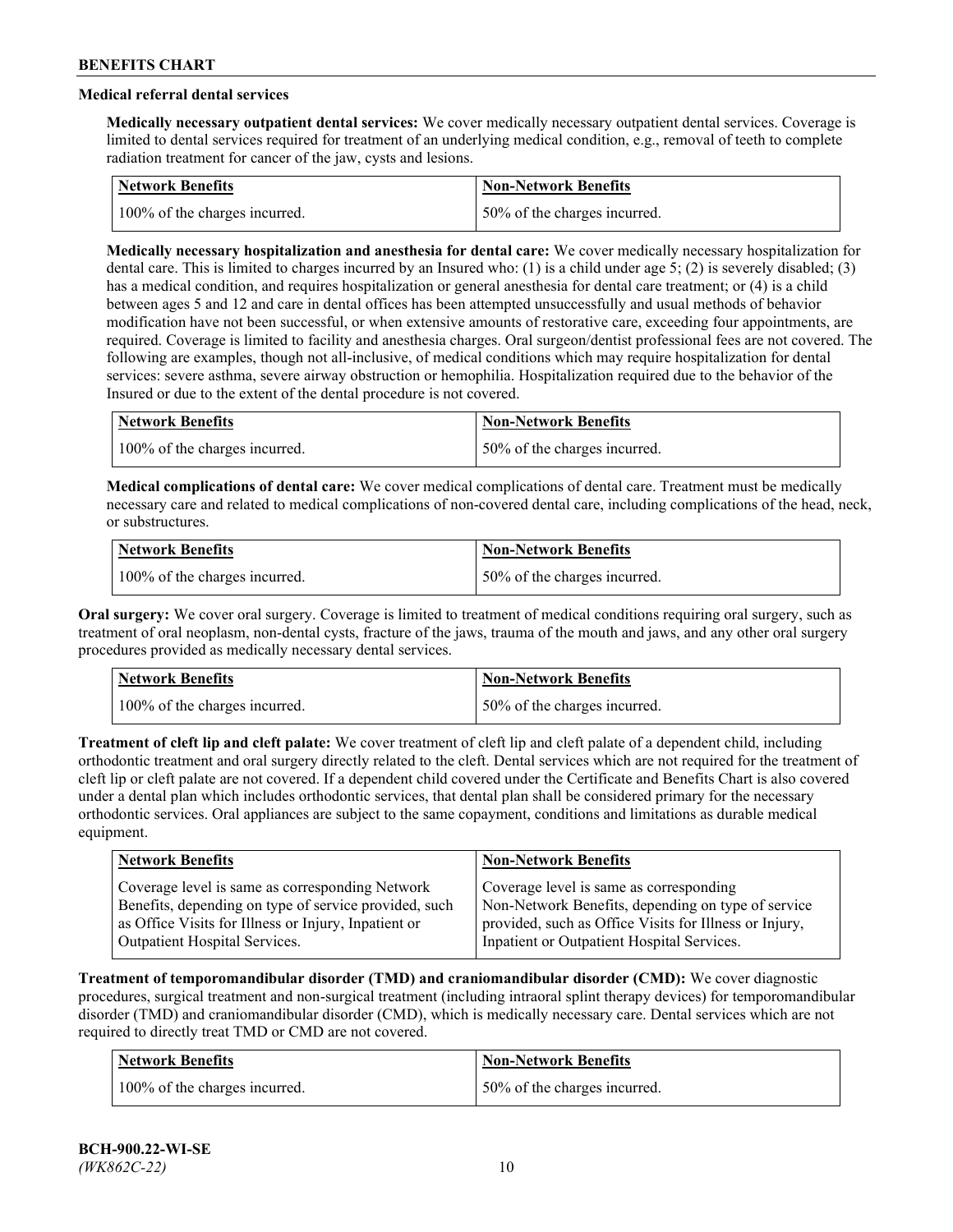### Medical referral dental services

**Medically necessary outpatient dental services:** We cover medically necessary outpatient dental services. Coverage is limited to dental services required for treatment of an underlying medical condition, e.g., removal of teeth to complete radiation treatment for cancer of the jaw, cysts and lesions.

| Network Benefits | Non-Network Benefits |
|---|---|
| 100% of the charges incurred. | 50% of the charges incurred. |

**Medically necessary hospitalization and anesthesia for dental care:** We cover medically necessary hospitalization for dental care. This is limited to charges incurred by an Insured who: (1) is a child under age 5; (2) is severely disabled; (3) has a medical condition, and requires hospitalization or general anesthesia for dental care treatment; or (4) is a child between ages 5 and 12 and care in dental offices has been attempted unsuccessfully and usual methods of behavior modification have not been successful, or when extensive amounts of restorative care, exceeding four appointments, are required. Coverage is limited to facility and anesthesia charges. Oral surgeon/dentist professional fees are not covered. The following are examples, though not all-inclusive, of medical conditions which may require hospitalization for dental services: severe asthma, severe airway obstruction or hemophilia. Hospitalization required due to the behavior of the Insured or due to the extent of the dental procedure is not covered.

| Network Benefits | Non-Network Benefits |
|---|---|
| 100% of the charges incurred. | 50% of the charges incurred. |

**Medical complications of dental care:** We cover medical complications of dental care. Treatment must be medically necessary care and related to medical complications of non-covered dental care, including complications of the head, neck, or substructures.

| Network Benefits | Non-Network Benefits |
|---|---|
| 100% of the charges incurred. | 50% of the charges incurred. |

**Oral surgery:** We cover oral surgery. Coverage is limited to treatment of medical conditions requiring oral surgery, such as treatment of oral neoplasm, non-dental cysts, fracture of the jaws, trauma of the mouth and jaws, and any other oral surgery procedures provided as medically necessary dental services.

| Network Benefits | Non-Network Benefits |
|---|---|
| 100% of the charges incurred. | 50% of the charges incurred. |

**Treatment of cleft lip and cleft palate:** We cover treatment of cleft lip and cleft palate of a dependent child, including orthodontic treatment and oral surgery directly related to the cleft. Dental services which are not required for the treatment of cleft lip or cleft palate are not covered. If a dependent child covered under the Certificate and Benefits Chart is also covered under a dental plan which includes orthodontic services, that dental plan shall be considered primary for the necessary orthodontic services. Oral appliances are subject to the same copayment, conditions and limitations as durable medical equipment.

| Network Benefits | Non-Network Benefits |
|---|---|
| Coverage level is same as corresponding Network Benefits, depending on type of service provided, such as Office Visits for Illness or Injury, Inpatient or Outpatient Hospital Services. | Coverage level is same as corresponding Non-Network Benefits, depending on type of service provided, such as Office Visits for Illness or Injury, Inpatient or Outpatient Hospital Services. |

**Treatment of temporomandibular disorder (TMD) and craniomandibular disorder (CMD):** We cover diagnostic procedures, surgical treatment and non-surgical treatment (including intraoral splint therapy devices) for temporomandibular disorder (TMD) and craniomandibular disorder (CMD), which is medically necessary care. Dental services which are not required to directly treat TMD or CMD are not covered.

| Network Benefits | Non-Network Benefits |
|---|---|
| 100% of the charges incurred. | 50% of the charges incurred. |

BCH-900.22-WI-SE
*(WK862C-22)*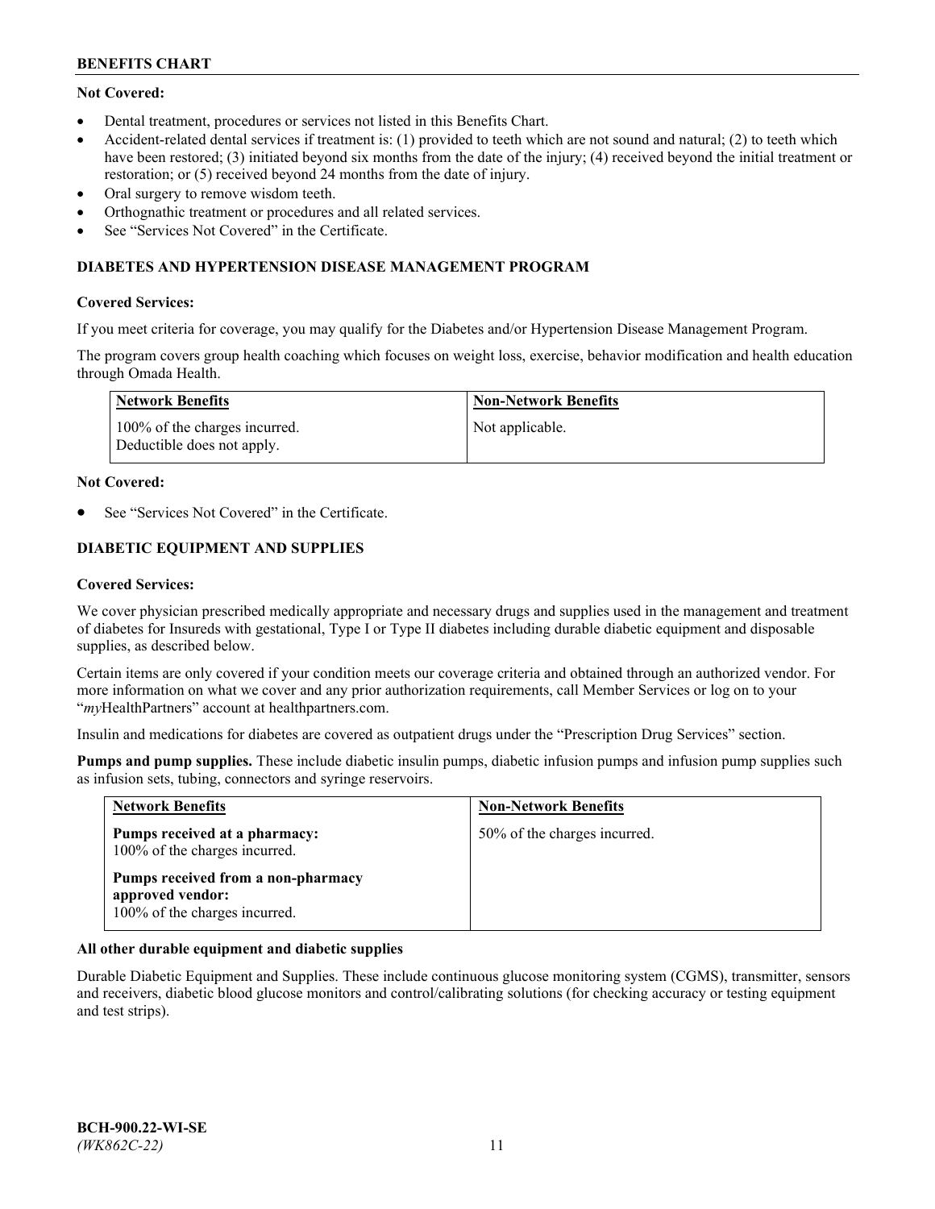**Not Covered:**

- Dental treatment, procedures or services not listed in this Benefits Chart.
- Accident-related dental services if treatment is: (1) provided to teeth which are not sound and natural; (2) to teeth which have been restored; (3) initiated beyond six months from the date of the injury; (4) received beyond the initial treatment or restoration; or (5) received beyond 24 months from the date of injury.
- Oral surgery to remove wisdom teeth.
- Orthognathic treatment or procedures and all related services.
- See "Services Not Covered" in the Certificate.

## DIABETES AND HYPERTENSION DISEASE MANAGEMENT PROGRAM

**Covered Services:**

If you meet criteria for coverage, you may qualify for the Diabetes and/or Hypertension Disease Management Program.

The program covers group health coaching which focuses on weight loss, exercise, behavior modification and health education through Omada Health.

| Network Benefits | Non-Network Benefits |
|---|---|
| 100% of the charges incurred. Deductible does not apply. | Not applicable. |

**Not Covered:**

- See "Services Not Covered" in the Certificate.

## DIABETIC EQUIPMENT AND SUPPLIES

**Covered Services:**

We cover physician prescribed medically appropriate and necessary drugs and supplies used in the management and treatment of diabetes for Insureds with gestational, Type I or Type II diabetes including durable diabetic equipment and disposable supplies, as described below.

Certain items are only covered if your condition meets our coverage criteria and obtained through an authorized vendor. For more information on what we cover and any prior authorization requirements, call Member Services or log on to your "*my*HealthPartners" account at healthpartners.com.

Insulin and medications for diabetes are covered as outpatient drugs under the "Prescription Drug Services" section.

**Pumps and pump supplies.** These include diabetic insulin pumps, diabetic infusion pumps and infusion pump supplies such as infusion sets, tubing, connectors and syringe reservoirs.

| Network Benefits | Non-Network Benefits |
|---|---|
| **Pumps received at a pharmacy:** 100% of the charges incurred.<br><br>**Pumps received from a non-pharmacy approved vendor:** 100% of the charges incurred. | 50% of the charges incurred. |

**All other durable equipment and diabetic supplies**

Durable Diabetic Equipment and Supplies. These include continuous glucose monitoring system (CGMS), transmitter, sensors and receivers, diabetic blood glucose monitors and control/calibrating solutions (for checking accuracy or testing equipment and test strips).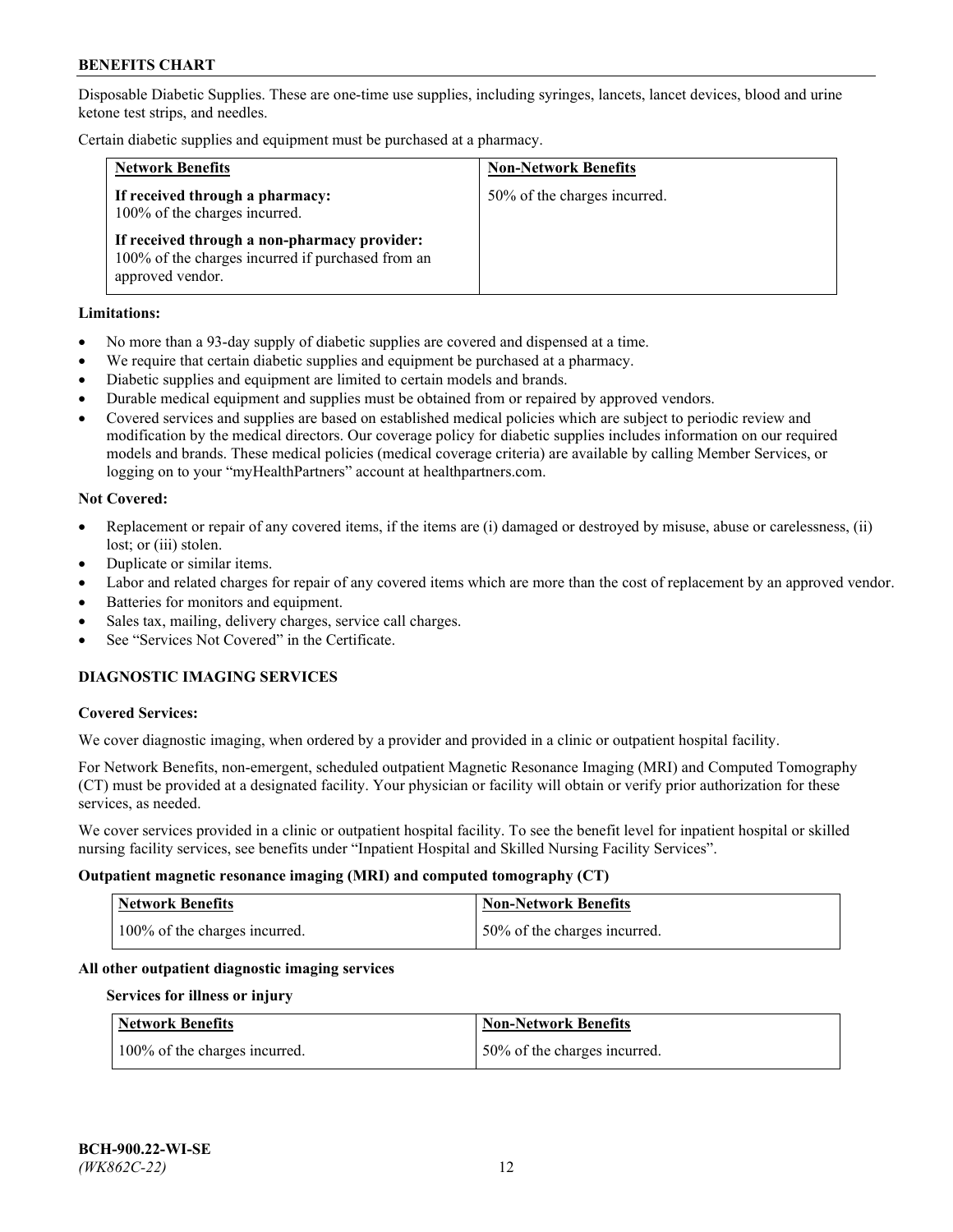Disposable Diabetic Supplies. These are one-time use supplies, including syringes, lancets, lancet devices, blood and urine ketone test strips, and needles.

Certain diabetic supplies and equipment must be purchased at a pharmacy.

| Network Benefits | Non-Network Benefits |
|---|---|
| **If received through a pharmacy:** 100% of the charges incurred.<br><br>**If received through a non-pharmacy provider:** 100% of the charges incurred if purchased from an approved vendor. | 50% of the charges incurred. |

**Limitations:**

- No more than a 93-day supply of diabetic supplies are covered and dispensed at a time.
- We require that certain diabetic supplies and equipment be purchased at a pharmacy.
- Diabetic supplies and equipment are limited to certain models and brands.
- Durable medical equipment and supplies must be obtained from or repaired by approved vendors.
- Covered services and supplies are based on established medical policies which are subject to periodic review and modification by the medical directors. Our coverage policy for diabetic supplies includes information on our required models and brands. These medical policies (medical coverage criteria) are available by calling Member Services, or logging on to your "myHealthPartners" account at healthpartners.com.

**Not Covered:**

- Replacement or repair of any covered items, if the items are (i) damaged or destroyed by misuse, abuse or carelessness, (ii) lost; or (iii) stolen.
- Duplicate or similar items.
- Labor and related charges for repair of any covered items which are more than the cost of replacement by an approved vendor.
- Batteries for monitors and equipment.
- Sales tax, mailing, delivery charges, service call charges.
- See "Services Not Covered" in the Certificate.

## DIAGNOSTIC IMAGING SERVICES

**Covered Services:**

We cover diagnostic imaging, when ordered by a provider and provided in a clinic or outpatient hospital facility.

For Network Benefits, non-emergent, scheduled outpatient Magnetic Resonance Imaging (MRI) and Computed Tomography (CT) must be provided at a designated facility. Your physician or facility will obtain or verify prior authorization for these services, as needed.

We cover services provided in a clinic or outpatient hospital facility. To see the benefit level for inpatient hospital or skilled nursing facility services, see benefits under "Inpatient Hospital and Skilled Nursing Facility Services".

**Outpatient magnetic resonance imaging (MRI) and computed tomography (CT)**

| Network Benefits | Non-Network Benefits |
|---|---|
| 100% of the charges incurred. | 50% of the charges incurred. |

**All other outpatient diagnostic imaging services**

**Services for illness or injury**

| Network Benefits | Non-Network Benefits |
|---|---|
| 100% of the charges incurred. | 50% of the charges incurred. |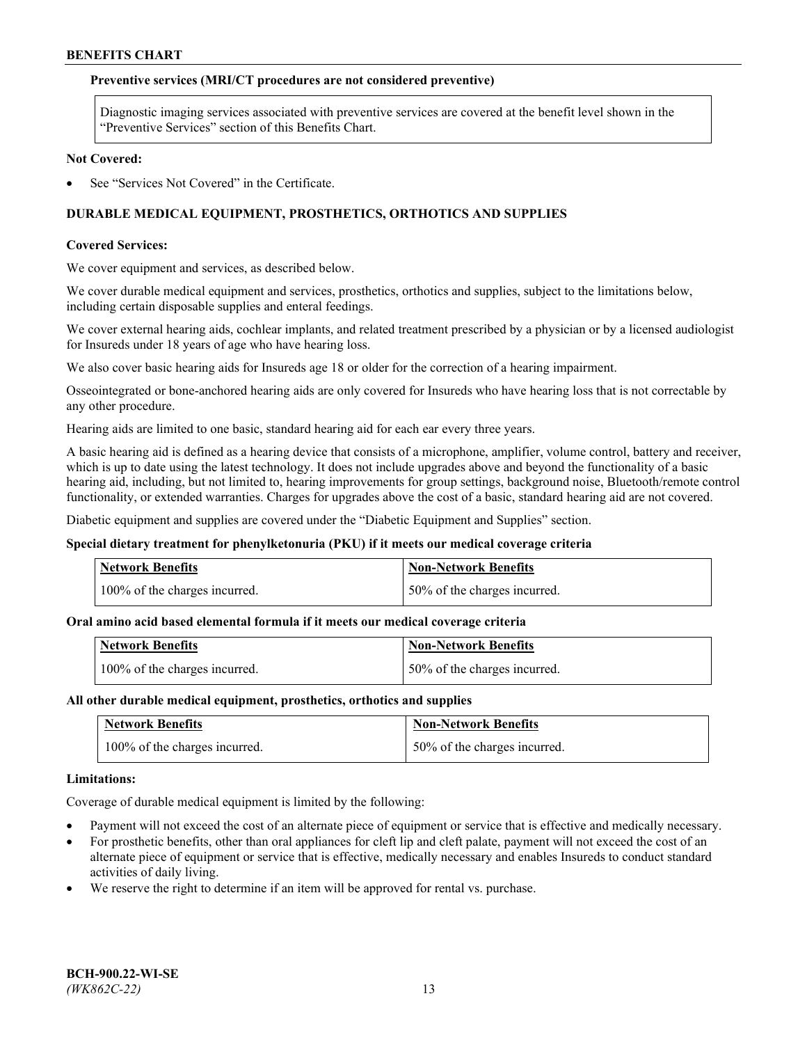**Preventive services (MRI/CT procedures are not considered preventive)**

Diagnostic imaging services associated with preventive services are covered at the benefit level shown in the "Preventive Services" section of this Benefits Chart.

**Not Covered:**

- See "Services Not Covered" in the Certificate.

## DURABLE MEDICAL EQUIPMENT, PROSTHETICS, ORTHOTICS AND SUPPLIES

**Covered Services:**

We cover equipment and services, as described below.

We cover durable medical equipment and services, prosthetics, orthotics and supplies, subject to the limitations below, including certain disposable supplies and enteral feedings.

We cover external hearing aids, cochlear implants, and related treatment prescribed by a physician or by a licensed audiologist for Insureds under 18 years of age who have hearing loss.

We also cover basic hearing aids for Insureds age 18 or older for the correction of a hearing impairment.

Osseointegrated or bone-anchored hearing aids are only covered for Insureds who have hearing loss that is not correctable by any other procedure.

Hearing aids are limited to one basic, standard hearing aid for each ear every three years.

A basic hearing aid is defined as a hearing device that consists of a microphone, amplifier, volume control, battery and receiver, which is up to date using the latest technology. It does not include upgrades above and beyond the functionality of a basic hearing aid, including, but not limited to, hearing improvements for group settings, background noise, Bluetooth/remote control functionality, or extended warranties. Charges for upgrades above the cost of a basic, standard hearing aid are not covered.

Diabetic equipment and supplies are covered under the "Diabetic Equipment and Supplies" section.

**Special dietary treatment for phenylketonuria (PKU) if it meets our medical coverage criteria**

| Network Benefits | Non-Network Benefits |
|---|---|
| 100% of the charges incurred. | 50% of the charges incurred. |

**Oral amino acid based elemental formula if it meets our medical coverage criteria**

| Network Benefits | Non-Network Benefits |
|---|---|
| 100% of the charges incurred. | 50% of the charges incurred. |

**All other durable medical equipment, prosthetics, orthotics and supplies**

| Network Benefits | Non-Network Benefits |
|---|---|
| 100% of the charges incurred. | 50% of the charges incurred. |

**Limitations:**

Coverage of durable medical equipment is limited by the following:

- Payment will not exceed the cost of an alternate piece of equipment or service that is effective and medically necessary.
- For prosthetic benefits, other than oral appliances for cleft lip and cleft palate, payment will not exceed the cost of an alternate piece of equipment or service that is effective, medically necessary and enables Insureds to conduct standard activities of daily living.
- We reserve the right to determine if an item will be approved for rental vs. purchase.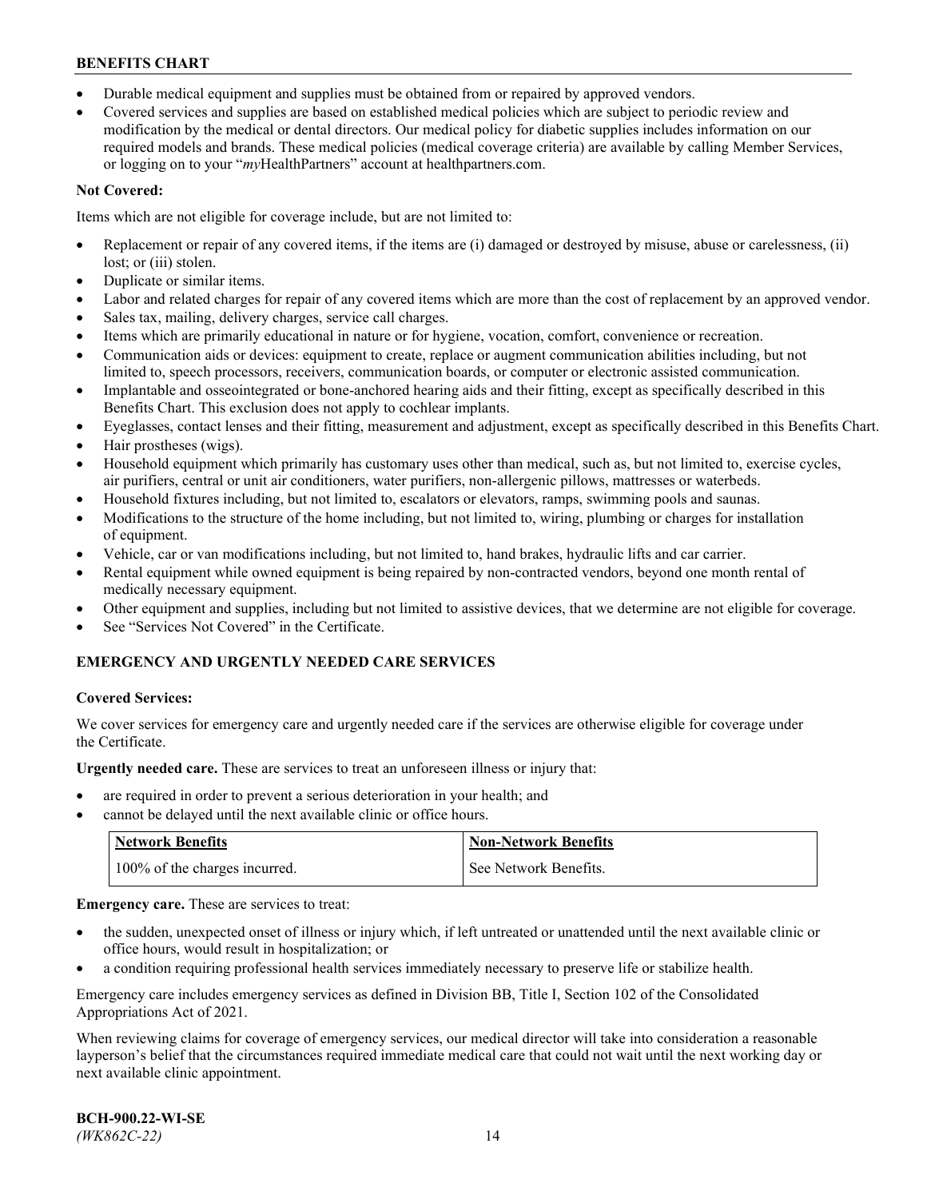- Durable medical equipment and supplies must be obtained from or repaired by approved vendors.
- Covered services and supplies are based on established medical policies which are subject to periodic review and modification by the medical or dental directors. Our medical policy for diabetic supplies includes information on our required models and brands. These medical policies (medical coverage criteria) are available by calling Member Services, or logging on to your "*my*HealthPartners" account at healthpartners.com.

**Not Covered:**

Items which are not eligible for coverage include, but are not limited to:

- Replacement or repair of any covered items, if the items are (i) damaged or destroyed by misuse, abuse or carelessness, (ii) lost; or (iii) stolen.
- Duplicate or similar items.
- Labor and related charges for repair of any covered items which are more than the cost of replacement by an approved vendor.
- Sales tax, mailing, delivery charges, service call charges.
- Items which are primarily educational in nature or for hygiene, vocation, comfort, convenience or recreation.
- Communication aids or devices: equipment to create, replace or augment communication abilities including, but not limited to, speech processors, receivers, communication boards, or computer or electronic assisted communication.
- Implantable and osseointegrated or bone-anchored hearing aids and their fitting, except as specifically described in this Benefits Chart. This exclusion does not apply to cochlear implants.
- Eyeglasses, contact lenses and their fitting, measurement and adjustment, except as specifically described in this Benefits Chart.
- Hair prostheses (wigs).
- Household equipment which primarily has customary uses other than medical, such as, but not limited to, exercise cycles, air purifiers, central or unit air conditioners, water purifiers, non-allergenic pillows, mattresses or waterbeds.
- Household fixtures including, but not limited to, escalators or elevators, ramps, swimming pools and saunas.
- Modifications to the structure of the home including, but not limited to, wiring, plumbing or charges for installation of equipment.
- Vehicle, car or van modifications including, but not limited to, hand brakes, hydraulic lifts and car carrier.
- Rental equipment while owned equipment is being repaired by non-contracted vendors, beyond one month rental of medically necessary equipment.
- Other equipment and supplies, including but not limited to assistive devices, that we determine are not eligible for coverage.
- See "Services Not Covered" in the Certificate.

## EMERGENCY AND URGENTLY NEEDED CARE SERVICES

**Covered Services:**

We cover services for emergency care and urgently needed care if the services are otherwise eligible for coverage under the Certificate.

**Urgently needed care.** These are services to treat an unforeseen illness or injury that:

- are required in order to prevent a serious deterioration in your health; and
- cannot be delayed until the next available clinic or office hours.

| Network Benefits | Non-Network Benefits |
|---|---|
| 100% of the charges incurred. | See Network Benefits. |

**Emergency care.** These are services to treat:

- the sudden, unexpected onset of illness or injury which, if left untreated or unattended until the next available clinic or office hours, would result in hospitalization; or
- a condition requiring professional health services immediately necessary to preserve life or stabilize health.

Emergency care includes emergency services as defined in Division BB, Title I, Section 102 of the Consolidated Appropriations Act of 2021.

When reviewing claims for coverage of emergency services, our medical director will take into consideration a reasonable layperson's belief that the circumstances required immediate medical care that could not wait until the next working day or next available clinic appointment.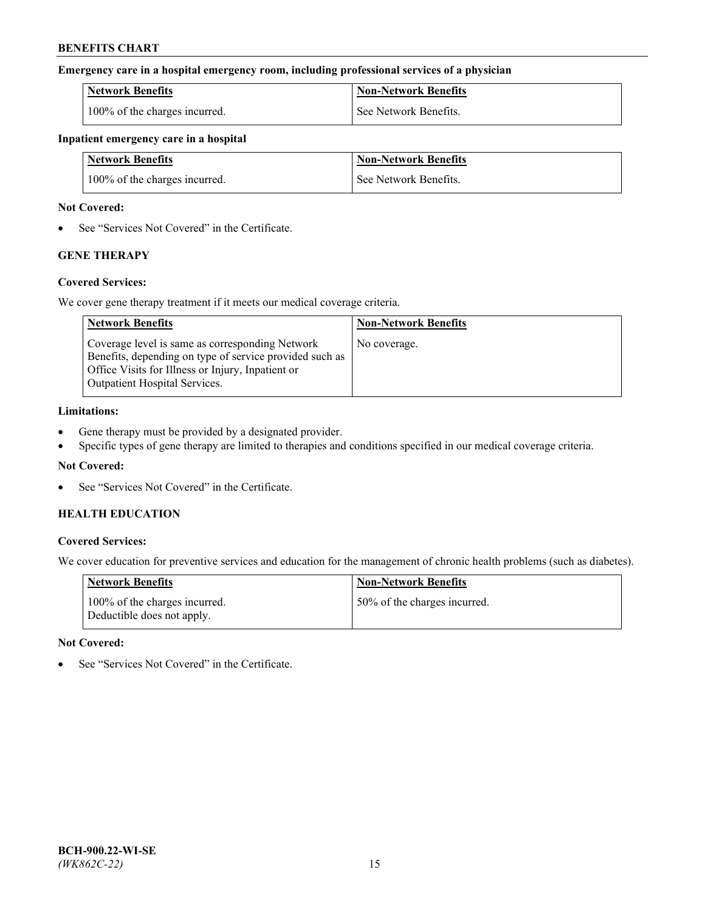**Emergency care in a hospital emergency room, including professional services of a physician**

| Network Benefits | Non-Network Benefits |
| --- | --- |
| 100% of the charges incurred. | See Network Benefits. |

**Inpatient emergency care in a hospital**

| Network Benefits | Non-Network Benefits |
| --- | --- |
| 100% of the charges incurred. | See Network Benefits. |

**Not Covered:**

- See "Services Not Covered" in the Certificate.

### GENE THERAPY

**Covered Services:**

We cover gene therapy treatment if it meets our medical coverage criteria.

| Network Benefits | Non-Network Benefits |
| --- | --- |
| Coverage level is same as corresponding Network Benefits, depending on type of service provided such as Office Visits for Illness or Injury, Inpatient or Outpatient Hospital Services. | No coverage. |

**Limitations:**

- Gene therapy must be provided by a designated provider.
- Specific types of gene therapy are limited to therapies and conditions specified in our medical coverage criteria.

**Not Covered:**

- See "Services Not Covered" in the Certificate.

### HEALTH EDUCATION

**Covered Services:**

We cover education for preventive services and education for the management of chronic health problems (such as diabetes).

| Network Benefits | Non-Network Benefits |
| --- | --- |
| 100% of the charges incurred. Deductible does not apply. | 50% of the charges incurred. |

**Not Covered:**

- See "Services Not Covered" in the Certificate.

**BCH-900.22-WI-SE**
*(WK862C-22)*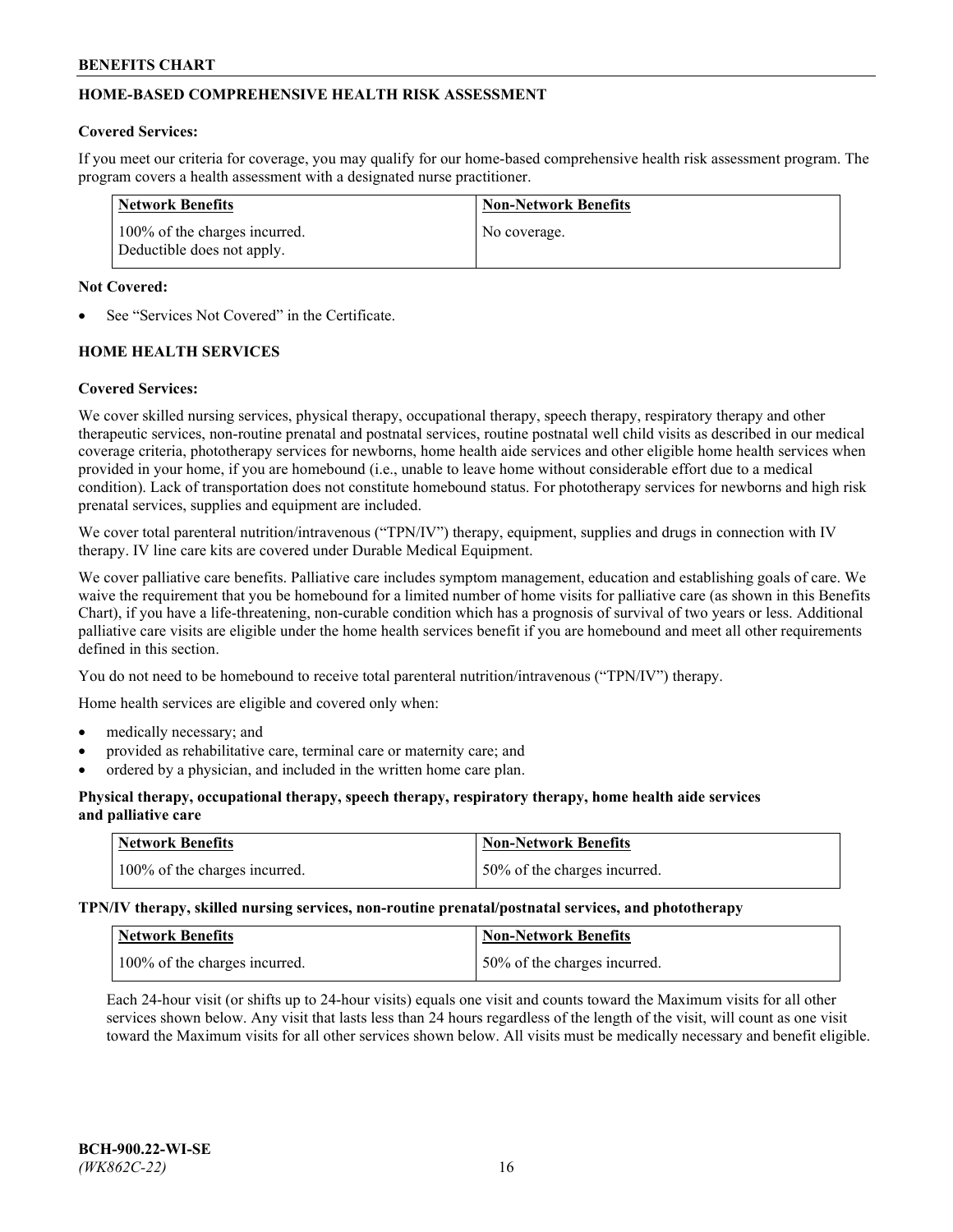## HOME-BASED COMPREHENSIVE HEALTH RISK ASSESSMENT

**Covered Services:**

If you meet our criteria for coverage, you may qualify for our home-based comprehensive health risk assessment program. The program covers a health assessment with a designated nurse practitioner.

| Network Benefits | Non-Network Benefits |
| --- | --- |
| 100% of the charges incurred. Deductible does not apply. | No coverage. |

**Not Covered:**

- See "Services Not Covered" in the Certificate.

## HOME HEALTH SERVICES

**Covered Services:**

We cover skilled nursing services, physical therapy, occupational therapy, speech therapy, respiratory therapy and other therapeutic services, non-routine prenatal and postnatal services, routine postnatal well child visits as described in our medical coverage criteria, phototherapy services for newborns, home health aide services and other eligible home health services when provided in your home, if you are homebound (i.e., unable to leave home without considerable effort due to a medical condition). Lack of transportation does not constitute homebound status. For phototherapy services for newborns and high risk prenatal services, supplies and equipment are included.

We cover total parenteral nutrition/intravenous ("TPN/IV") therapy, equipment, supplies and drugs in connection with IV therapy. IV line care kits are covered under Durable Medical Equipment.

We cover palliative care benefits. Palliative care includes symptom management, education and establishing goals of care. We waive the requirement that you be homebound for a limited number of home visits for palliative care (as shown in this Benefits Chart), if you have a life-threatening, non-curable condition which has a prognosis of survival of two years or less. Additional palliative care visits are eligible under the home health services benefit if you are homebound and meet all other requirements defined in this section.

You do not need to be homebound to receive total parenteral nutrition/intravenous ("TPN/IV") therapy.

Home health services are eligible and covered only when:

- medically necessary; and
- provided as rehabilitative care, terminal care or maternity care; and
- ordered by a physician, and included in the written home care plan.

**Physical therapy, occupational therapy, speech therapy, respiratory therapy, home health aide services and palliative care**

| Network Benefits | Non-Network Benefits |
| --- | --- |
| 100% of the charges incurred. | 50% of the charges incurred. |

**TPN/IV therapy, skilled nursing services, non-routine prenatal/postnatal services, and phototherapy**

| Network Benefits | Non-Network Benefits |
| --- | --- |
| 100% of the charges incurred. | 50% of the charges incurred. |

Each 24-hour visit (or shifts up to 24-hour visits) equals one visit and counts toward the Maximum visits for all other services shown below. Any visit that lasts less than 24 hours regardless of the length of the visit, will count as one visit toward the Maximum visits for all other services shown below. All visits must be medically necessary and benefit eligible.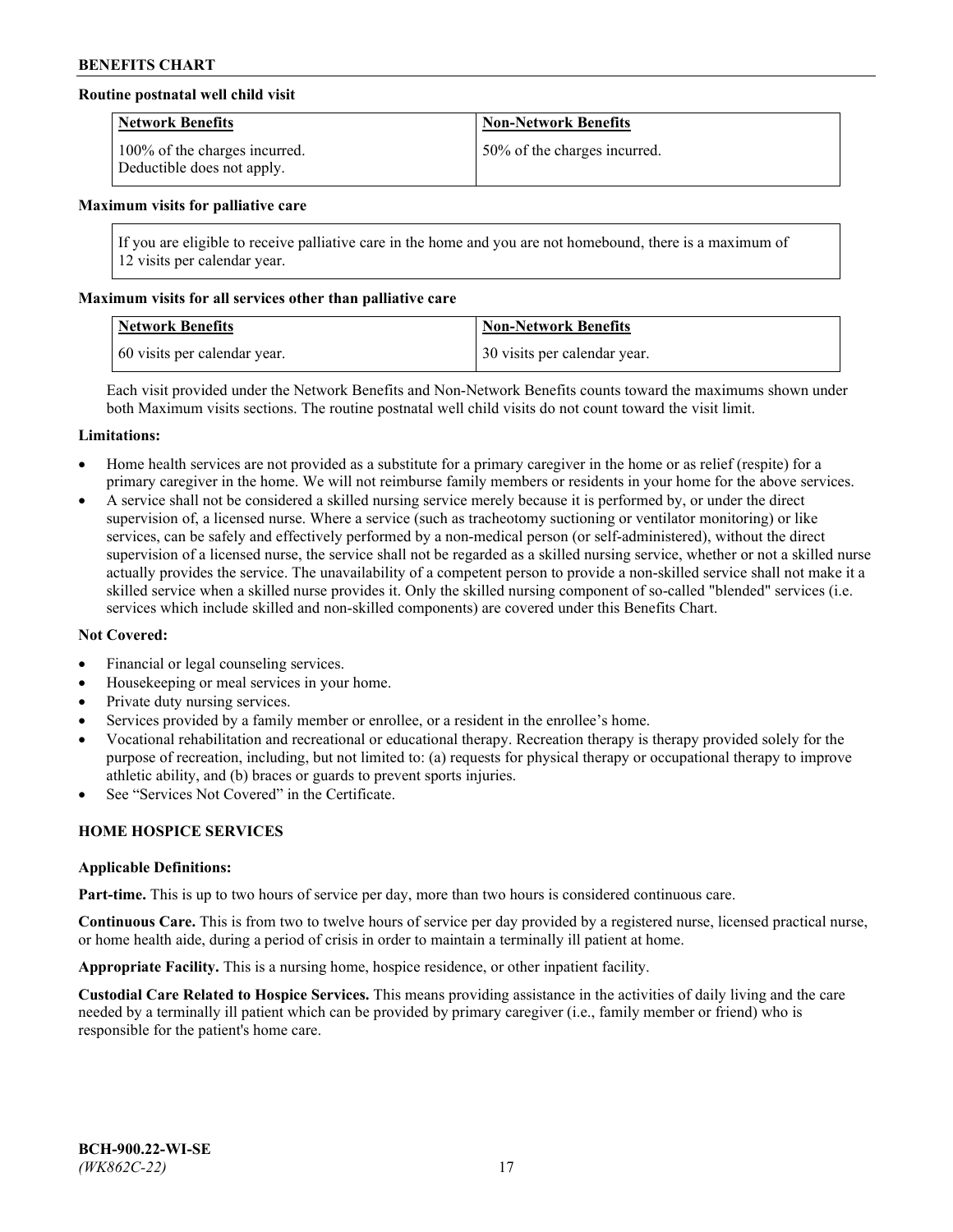**Routine postnatal well child visit**

| Network Benefits | Non-Network Benefits |
| --- | --- |
| 100% of the charges incurred. Deductible does not apply. | 50% of the charges incurred. |

**Maximum visits for palliative care**

If you are eligible to receive palliative care in the home and you are not homebound, there is a maximum of 12 visits per calendar year.

**Maximum visits for all services other than palliative care**

| Network Benefits | Non-Network Benefits |
| --- | --- |
| 60 visits per calendar year. | 30 visits per calendar year. |

Each visit provided under the Network Benefits and Non-Network Benefits counts toward the maximums shown under both Maximum visits sections. The routine postnatal well child visits do not count toward the visit limit.

**Limitations:**

- Home health services are not provided as a substitute for a primary caregiver in the home or as relief (respite) for a primary caregiver in the home. We will not reimburse family members or residents in your home for the above services.
- A service shall not be considered a skilled nursing service merely because it is performed by, or under the direct supervision of, a licensed nurse. Where a service (such as tracheotomy suctioning or ventilator monitoring) or like services, can be safely and effectively performed by a non-medical person (or self-administered), without the direct supervision of a licensed nurse, the service shall not be regarded as a skilled nursing service, whether or not a skilled nurse actually provides the service. The unavailability of a competent person to provide a non-skilled service shall not make it a skilled service when a skilled nurse provides it. Only the skilled nursing component of so-called "blended" services (i.e. services which include skilled and non-skilled components) are covered under this Benefits Chart.

**Not Covered:**

- Financial or legal counseling services.
- Housekeeping or meal services in your home.
- Private duty nursing services.
- Services provided by a family member or enrollee, or a resident in the enrollee's home.
- Vocational rehabilitation and recreational or educational therapy. Recreation therapy is therapy provided solely for the purpose of recreation, including, but not limited to: (a) requests for physical therapy or occupational therapy to improve athletic ability, and (b) braces or guards to prevent sports injuries.
- See "Services Not Covered" in the Certificate.

## HOME HOSPICE SERVICES

**Applicable Definitions:**

**Part-time.** This is up to two hours of service per day, more than two hours is considered continuous care.

**Continuous Care.** This is from two to twelve hours of service per day provided by a registered nurse, licensed practical nurse, or home health aide, during a period of crisis in order to maintain a terminally ill patient at home.

**Appropriate Facility.** This is a nursing home, hospice residence, or other inpatient facility.

**Custodial Care Related to Hospice Services.** This means providing assistance in the activities of daily living and the care needed by a terminally ill patient which can be provided by primary caregiver (i.e., family member or friend) who is responsible for the patient's home care.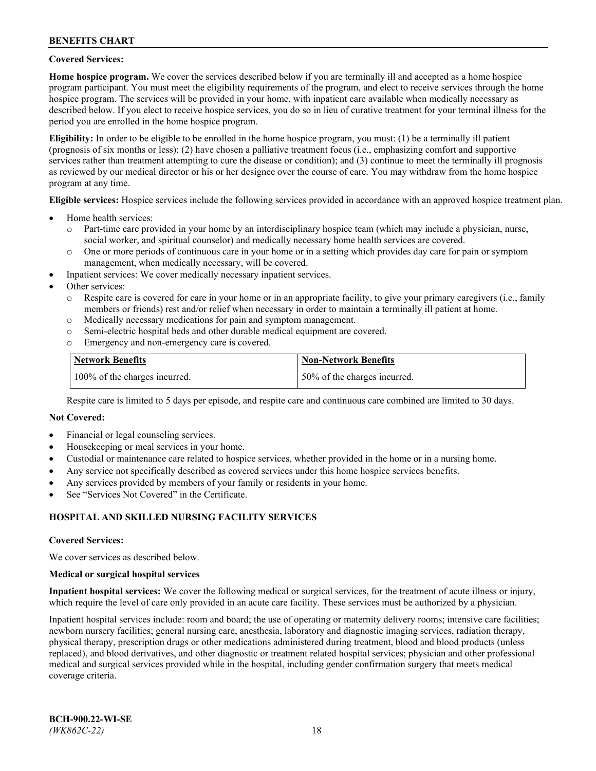**Covered Services:**

**Home hospice program.** We cover the services described below if you are terminally ill and accepted as a home hospice program participant. You must meet the eligibility requirements of the program, and elect to receive services through the home hospice program. The services will be provided in your home, with inpatient care available when medically necessary as described below. If you elect to receive hospice services, you do so in lieu of curative treatment for your terminal illness for the period you are enrolled in the home hospice program.

**Eligibility:** In order to be eligible to be enrolled in the home hospice program, you must: (1) be a terminally ill patient (prognosis of six months or less); (2) have chosen a palliative treatment focus (i.e., emphasizing comfort and supportive services rather than treatment attempting to cure the disease or condition); and (3) continue to meet the terminally ill prognosis as reviewed by our medical director or his or her designee over the course of care. You may withdraw from the home hospice program at any time.

**Eligible services:** Hospice services include the following services provided in accordance with an approved hospice treatment plan.

- Home health services:
  - Part-time care provided in your home by an interdisciplinary hospice team (which may include a physician, nurse, social worker, and spiritual counselor) and medically necessary home health services are covered.
  - One or more periods of continuous care in your home or in a setting which provides day care for pain or symptom management, when medically necessary, will be covered.
- Inpatient services: We cover medically necessary inpatient services.
- Other services:
  - Respite care is covered for care in your home or in an appropriate facility, to give your primary caregivers (i.e., family members or friends) rest and/or relief when necessary in order to maintain a terminally ill patient at home.
  - Medically necessary medications for pain and symptom management.
  - Semi-electric hospital beds and other durable medical equipment are covered.
  - Emergency and non-emergency care is covered.

| Network Benefits | Non-Network Benefits |
|---|---|
| 100% of the charges incurred. | 50% of the charges incurred. |

Respite care is limited to 5 days per episode, and respite care and continuous care combined are limited to 30 days.

**Not Covered:**

- Financial or legal counseling services.
- Housekeeping or meal services in your home.
- Custodial or maintenance care related to hospice services, whether provided in the home or in a nursing home.
- Any service not specifically described as covered services under this home hospice services benefits.
- Any services provided by members of your family or residents in your home.
- See "Services Not Covered" in the Certificate.

## HOSPITAL AND SKILLED NURSING FACILITY SERVICES

**Covered Services:**

We cover services as described below.

**Medical or surgical hospital services**

**Inpatient hospital services:** We cover the following medical or surgical services, for the treatment of acute illness or injury, which require the level of care only provided in an acute care facility. These services must be authorized by a physician.

Inpatient hospital services include: room and board; the use of operating or maternity delivery rooms; intensive care facilities; newborn nursery facilities; general nursing care, anesthesia, laboratory and diagnostic imaging services, radiation therapy, physical therapy, prescription drugs or other medications administered during treatment, blood and blood products (unless replaced), and blood derivatives, and other diagnostic or treatment related hospital services; physician and other professional medical and surgical services provided while in the hospital, including gender confirmation surgery that meets medical coverage criteria.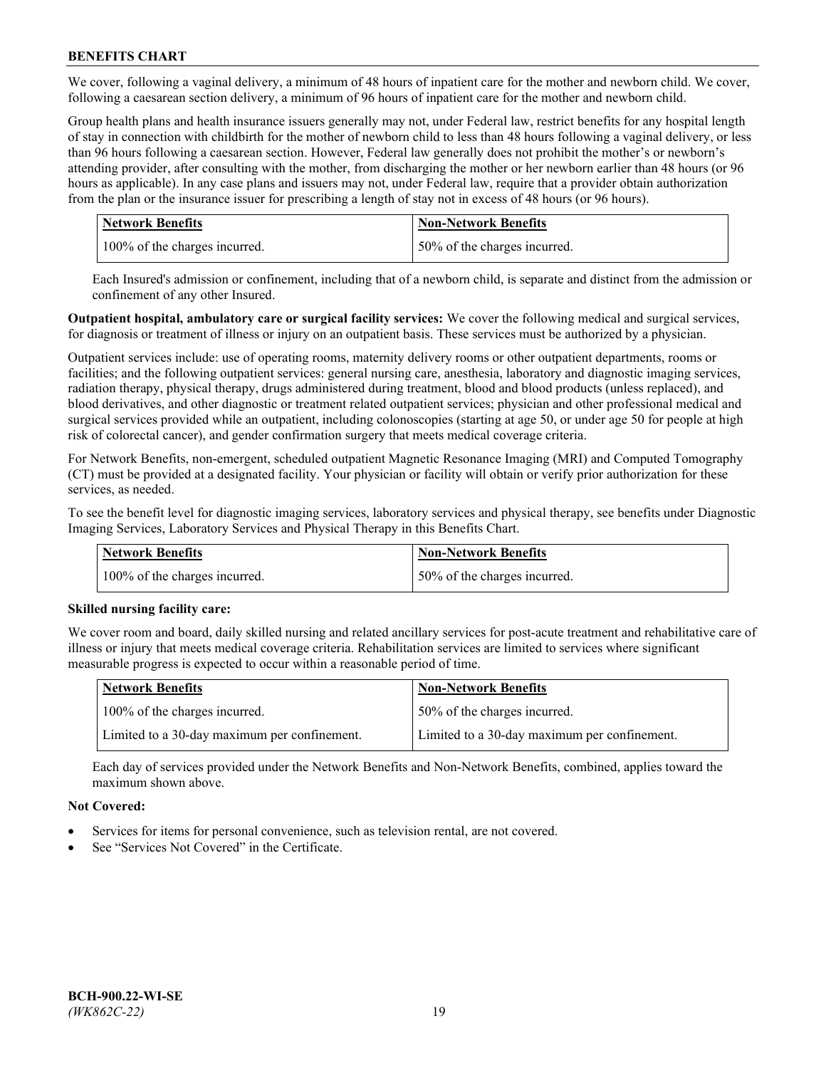We cover, following a vaginal delivery, a minimum of 48 hours of inpatient care for the mother and newborn child. We cover, following a caesarean section delivery, a minimum of 96 hours of inpatient care for the mother and newborn child.

Group health plans and health insurance issuers generally may not, under Federal law, restrict benefits for any hospital length of stay in connection with childbirth for the mother of newborn child to less than 48 hours following a vaginal delivery, or less than 96 hours following a caesarean section. However, Federal law generally does not prohibit the mother's or newborn's attending provider, after consulting with the mother, from discharging the mother or her newborn earlier than 48 hours (or 96 hours as applicable). In any case plans and issuers may not, under Federal law, require that a provider obtain authorization from the plan or the insurance issuer for prescribing a length of stay not in excess of 48 hours (or 96 hours).

| Network Benefits | Non-Network Benefits |
|---|---|
| 100% of the charges incurred. | 50% of the charges incurred. |

Each Insured's admission or confinement, including that of a newborn child, is separate and distinct from the admission or confinement of any other Insured.

**Outpatient hospital, ambulatory care or surgical facility services:** We cover the following medical and surgical services, for diagnosis or treatment of illness or injury on an outpatient basis. These services must be authorized by a physician.

Outpatient services include: use of operating rooms, maternity delivery rooms or other outpatient departments, rooms or facilities; and the following outpatient services: general nursing care, anesthesia, laboratory and diagnostic imaging services, radiation therapy, physical therapy, drugs administered during treatment, blood and blood products (unless replaced), and blood derivatives, and other diagnostic or treatment related outpatient services; physician and other professional medical and surgical services provided while an outpatient, including colonoscopies (starting at age 50, or under age 50 for people at high risk of colorectal cancer), and gender confirmation surgery that meets medical coverage criteria.

For Network Benefits, non-emergent, scheduled outpatient Magnetic Resonance Imaging (MRI) and Computed Tomography (CT) must be provided at a designated facility. Your physician or facility will obtain or verify prior authorization for these services, as needed.

To see the benefit level for diagnostic imaging services, laboratory services and physical therapy, see benefits under Diagnostic Imaging Services, Laboratory Services and Physical Therapy in this Benefits Chart.

| Network Benefits | Non-Network Benefits |
|---|---|
| 100% of the charges incurred. | 50% of the charges incurred. |

**Skilled nursing facility care:**

We cover room and board, daily skilled nursing and related ancillary services for post-acute treatment and rehabilitative care of illness or injury that meets medical coverage criteria. Rehabilitation services are limited to services where significant measurable progress is expected to occur within a reasonable period of time.

| Network Benefits | Non-Network Benefits |
|---|---|
| 100% of the charges incurred. | 50% of the charges incurred. |
| Limited to a 30-day maximum per confinement. | Limited to a 30-day maximum per confinement. |

Each day of services provided under the Network Benefits and Non-Network Benefits, combined, applies toward the maximum shown above.

**Not Covered:**

- Services for items for personal convenience, such as television rental, are not covered.
- See "Services Not Covered" in the Certificate.

BCH-900.22-WI-SE
*(WK862C-22)*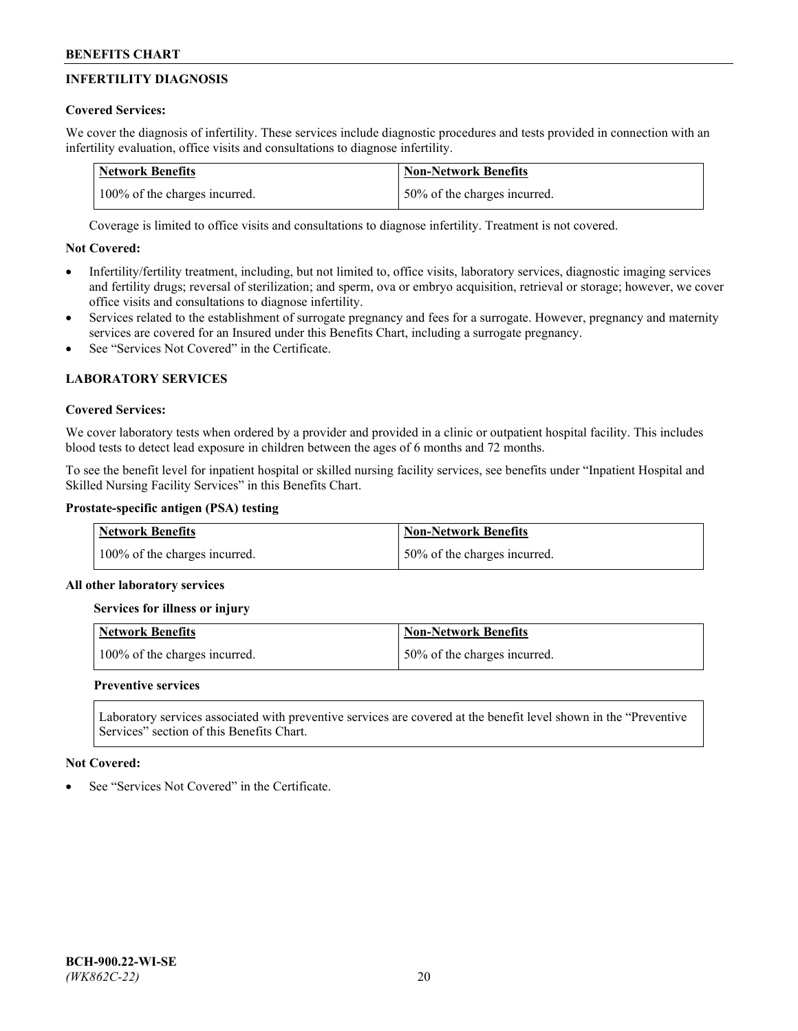## INFERTILITY DIAGNOSIS

**Covered Services:**

We cover the diagnosis of infertility. These services include diagnostic procedures and tests provided in connection with an infertility evaluation, office visits and consultations to diagnose infertility.

| Network Benefits | Non-Network Benefits |
|---|---|
| 100% of the charges incurred. | 50% of the charges incurred. |

Coverage is limited to office visits and consultations to diagnose infertility. Treatment is not covered.

**Not Covered:**

- Infertility/fertility treatment, including, but not limited to, office visits, laboratory services, diagnostic imaging services and fertility drugs; reversal of sterilization; and sperm, ova or embryo acquisition, retrieval or storage; however, we cover office visits and consultations to diagnose infertility.
- Services related to the establishment of surrogate pregnancy and fees for a surrogate. However, pregnancy and maternity services are covered for an Insured under this Benefits Chart, including a surrogate pregnancy.
- See "Services Not Covered" in the Certificate.

## LABORATORY SERVICES

**Covered Services:**

We cover laboratory tests when ordered by a provider and provided in a clinic or outpatient hospital facility. This includes blood tests to detect lead exposure in children between the ages of 6 months and 72 months.

To see the benefit level for inpatient hospital or skilled nursing facility services, see benefits under "Inpatient Hospital and Skilled Nursing Facility Services" in this Benefits Chart.

**Prostate-specific antigen (PSA) testing**

| Network Benefits | Non-Network Benefits |
|---|---|
| 100% of the charges incurred. | 50% of the charges incurred. |

**All other laboratory services**

**Services for illness or injury**

| Network Benefits | Non-Network Benefits |
|---|---|
| 100% of the charges incurred. | 50% of the charges incurred. |

**Preventive services**

Laboratory services associated with preventive services are covered at the benefit level shown in the "Preventive Services" section of this Benefits Chart.

**Not Covered:**

- See "Services Not Covered" in the Certificate.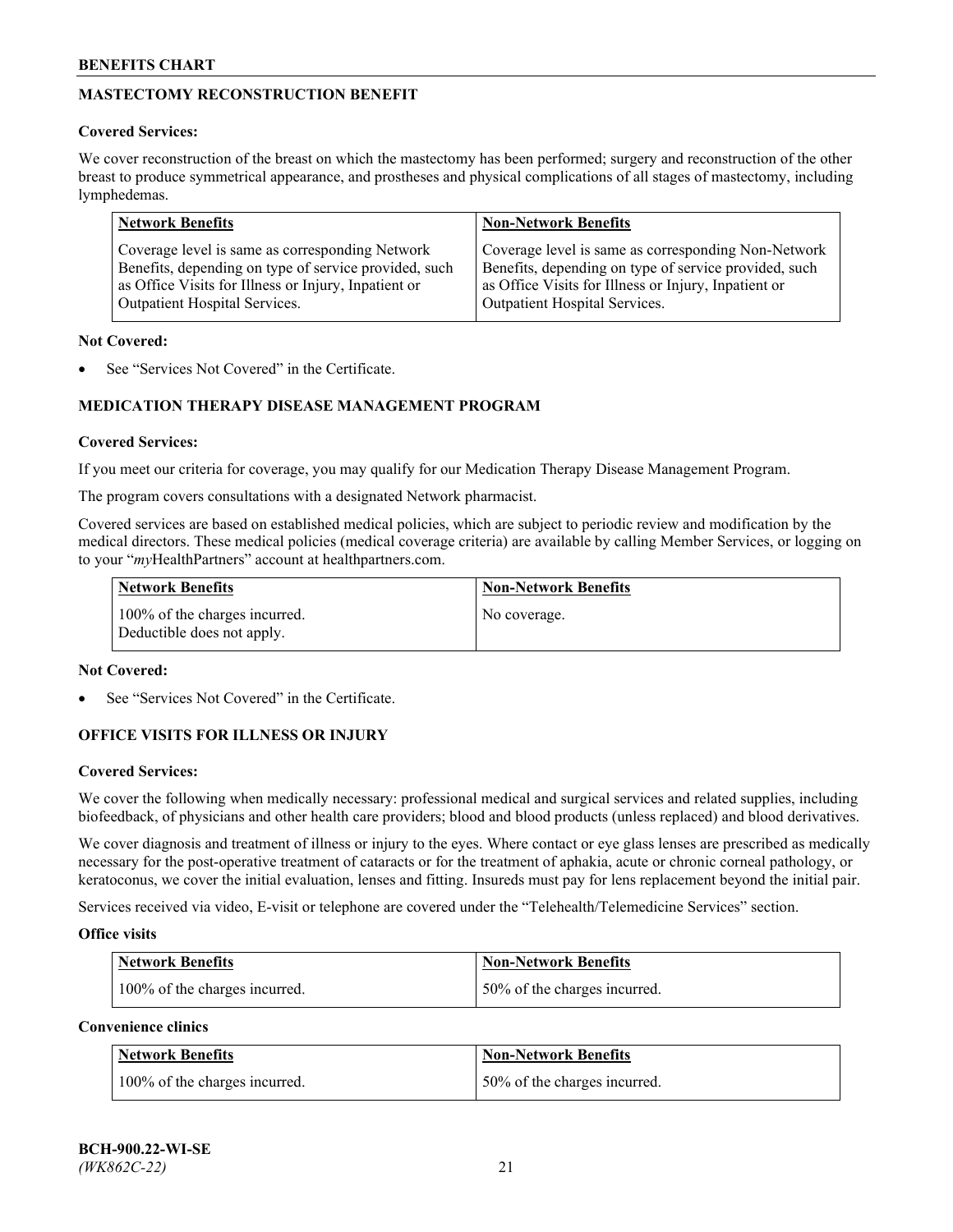## MASTECTOMY RECONSTRUCTION BENEFIT

**Covered Services:**

We cover reconstruction of the breast on which the mastectomy has been performed; surgery and reconstruction of the other breast to produce symmetrical appearance, and prostheses and physical complications of all stages of mastectomy, including lymphedemas.

| Network Benefits | Non-Network Benefits |
|---|---|
| Coverage level is same as corresponding Network Benefits, depending on type of service provided, such as Office Visits for Illness or Injury, Inpatient or Outpatient Hospital Services. | Coverage level is same as corresponding Non-Network Benefits, depending on type of service provided, such as Office Visits for Illness or Injury, Inpatient or Outpatient Hospital Services. |

**Not Covered:**

- See "Services Not Covered" in the Certificate.

## MEDICATION THERAPY DISEASE MANAGEMENT PROGRAM

**Covered Services:**

If you meet our criteria for coverage, you may qualify for our Medication Therapy Disease Management Program.

The program covers consultations with a designated Network pharmacist.

Covered services are based on established medical policies, which are subject to periodic review and modification by the medical directors. These medical policies (medical coverage criteria) are available by calling Member Services, or logging on to your "*my*HealthPartners" account at healthpartners.com.

| Network Benefits | Non-Network Benefits |
|---|---|
| 100% of the charges incurred. Deductible does not apply. | No coverage. |

**Not Covered:**

- See "Services Not Covered" in the Certificate.

## OFFICE VISITS FOR ILLNESS OR INJURY

**Covered Services:**

We cover the following when medically necessary: professional medical and surgical services and related supplies, including biofeedback, of physicians and other health care providers; blood and blood products (unless replaced) and blood derivatives.

We cover diagnosis and treatment of illness or injury to the eyes. Where contact or eye glass lenses are prescribed as medically necessary for the post-operative treatment of cataracts or for the treatment of aphakia, acute or chronic corneal pathology, or keratoconus, we cover the initial evaluation, lenses and fitting. Insureds must pay for lens replacement beyond the initial pair.

Services received via video, E-visit or telephone are covered under the "Telehealth/Telemedicine Services" section.

**Office visits**

| Network Benefits | Non-Network Benefits |
|---|---|
| 100% of the charges incurred. | 50% of the charges incurred. |

**Convenience clinics**

| Network Benefits | Non-Network Benefits |
|---|---|
| 100% of the charges incurred. | 50% of the charges incurred. |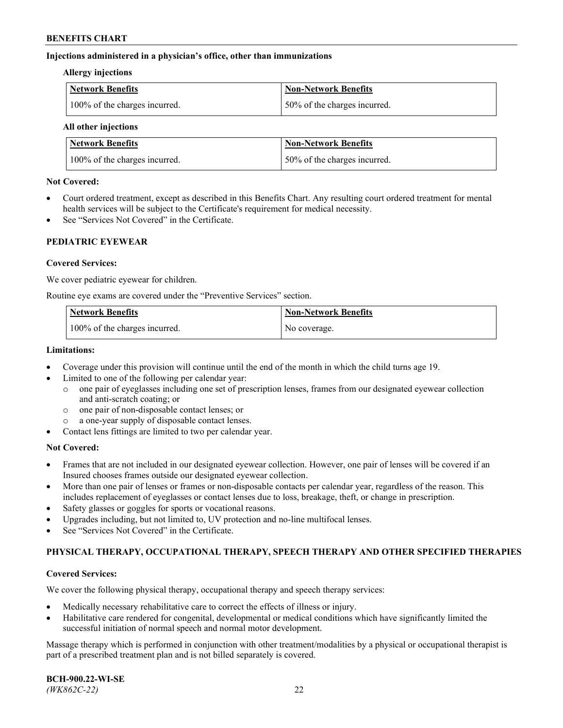**Injections administered in a physician's office, other than immunizations**

**Allergy injections**

| Network Benefits | Non-Network Benefits |
| --- | --- |
| 100% of the charges incurred. | 50% of the charges incurred. |

**All other injections**

| Network Benefits | Non-Network Benefits |
| --- | --- |
| 100% of the charges incurred. | 50% of the charges incurred. |

**Not Covered:**

- Court ordered treatment, except as described in this Benefits Chart. Any resulting court ordered treatment for mental health services will be subject to the Certificate's requirement for medical necessity.
- See "Services Not Covered" in the Certificate.

## PEDIATRIC EYEWEAR

**Covered Services:**

We cover pediatric eyewear for children.

Routine eye exams are covered under the "Preventive Services" section.

| Network Benefits | Non-Network Benefits |
| --- | --- |
| 100% of the charges incurred. | No coverage. |

**Limitations:**

- Coverage under this provision will continue until the end of the month in which the child turns age 19.
- Limited to one of the following per calendar year:
  - one pair of eyeglasses including one set of prescription lenses, frames from our designated eyewear collection and anti-scratch coating; or
  - one pair of non-disposable contact lenses; or
  - a one-year supply of disposable contact lenses.
- Contact lens fittings are limited to two per calendar year.

**Not Covered:**

- Frames that are not included in our designated eyewear collection. However, one pair of lenses will be covered if an Insured chooses frames outside our designated eyewear collection.
- More than one pair of lenses or frames or non-disposable contacts per calendar year, regardless of the reason. This includes replacement of eyeglasses or contact lenses due to loss, breakage, theft, or change in prescription.
- Safety glasses or goggles for sports or vocational reasons.
- Upgrades including, but not limited to, UV protection and no-line multifocal lenses.
- See "Services Not Covered" in the Certificate.

## PHYSICAL THERAPY, OCCUPATIONAL THERAPY, SPEECH THERAPY AND OTHER SPECIFIED THERAPIES

**Covered Services:**

We cover the following physical therapy, occupational therapy and speech therapy services:

- Medically necessary rehabilitative care to correct the effects of illness or injury.
- Habilitative care rendered for congenital, developmental or medical conditions which have significantly limited the successful initiation of normal speech and normal motor development.

Massage therapy which is performed in conjunction with other treatment/modalities by a physical or occupational therapist is part of a prescribed treatment plan and is not billed separately is covered.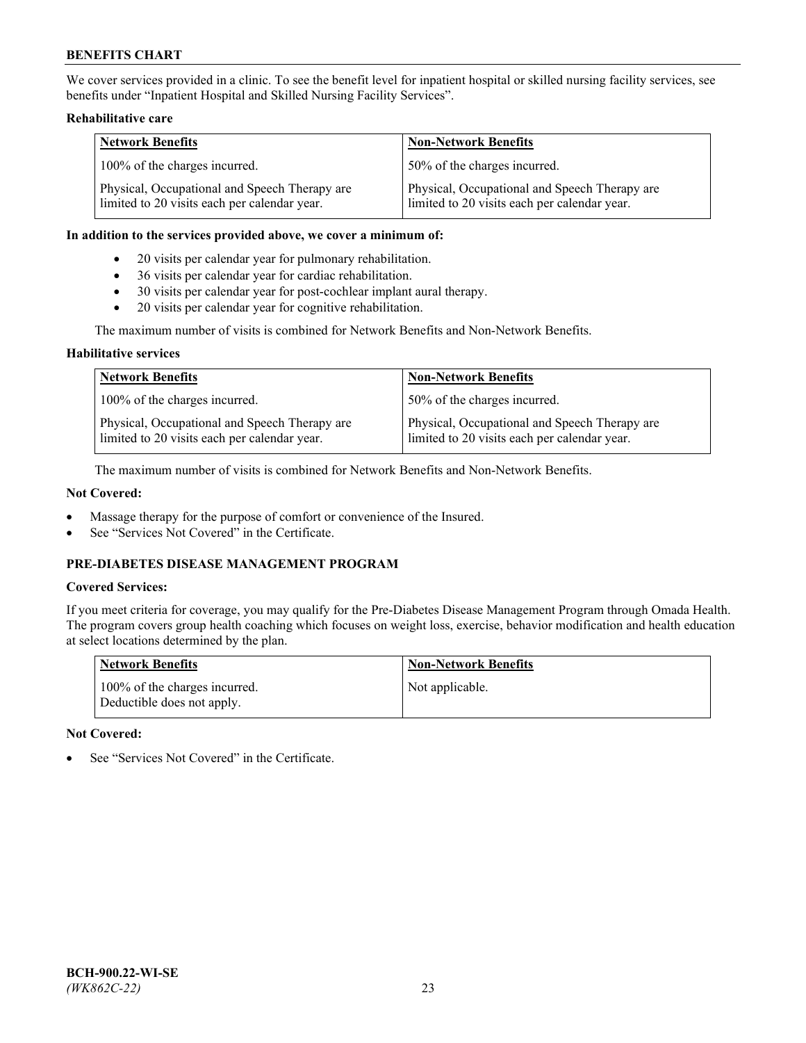We cover services provided in a clinic. To see the benefit level for inpatient hospital or skilled nursing facility services, see benefits under "Inpatient Hospital and Skilled Nursing Facility Services".

**Rehabilitative care**

| Network Benefits | Non-Network Benefits |
|---|---|
| 100% of the charges incurred. | 50% of the charges incurred. |
| Physical, Occupational and Speech Therapy are limited to 20 visits each per calendar year. | Physical, Occupational and Speech Therapy are limited to 20 visits each per calendar year. |

**In addition to the services provided above, we cover a minimum of:**

- 20 visits per calendar year for pulmonary rehabilitation.
- 36 visits per calendar year for cardiac rehabilitation.
- 30 visits per calendar year for post-cochlear implant aural therapy.
- 20 visits per calendar year for cognitive rehabilitation.

The maximum number of visits is combined for Network Benefits and Non-Network Benefits.

**Habilitative services**

| Network Benefits | Non-Network Benefits |
|---|---|
| 100% of the charges incurred. | 50% of the charges incurred. |
| Physical, Occupational and Speech Therapy are limited to 20 visits each per calendar year. | Physical, Occupational and Speech Therapy are limited to 20 visits each per calendar year. |

The maximum number of visits is combined for Network Benefits and Non-Network Benefits.

**Not Covered:**

- Massage therapy for the purpose of comfort or convenience of the Insured.
- See "Services Not Covered" in the Certificate.

## PRE-DIABETES DISEASE MANAGEMENT PROGRAM

**Covered Services:**

If you meet criteria for coverage, you may qualify for the Pre-Diabetes Disease Management Program through Omada Health. The program covers group health coaching which focuses on weight loss, exercise, behavior modification and health education at select locations determined by the plan.

| Network Benefits | Non-Network Benefits |
|---|---|
| 100% of the charges incurred. Deductible does not apply. | Not applicable. |

**Not Covered:**

- See "Services Not Covered" in the Certificate.

BCH-900.22-WI-SE
*(WK862C-22)*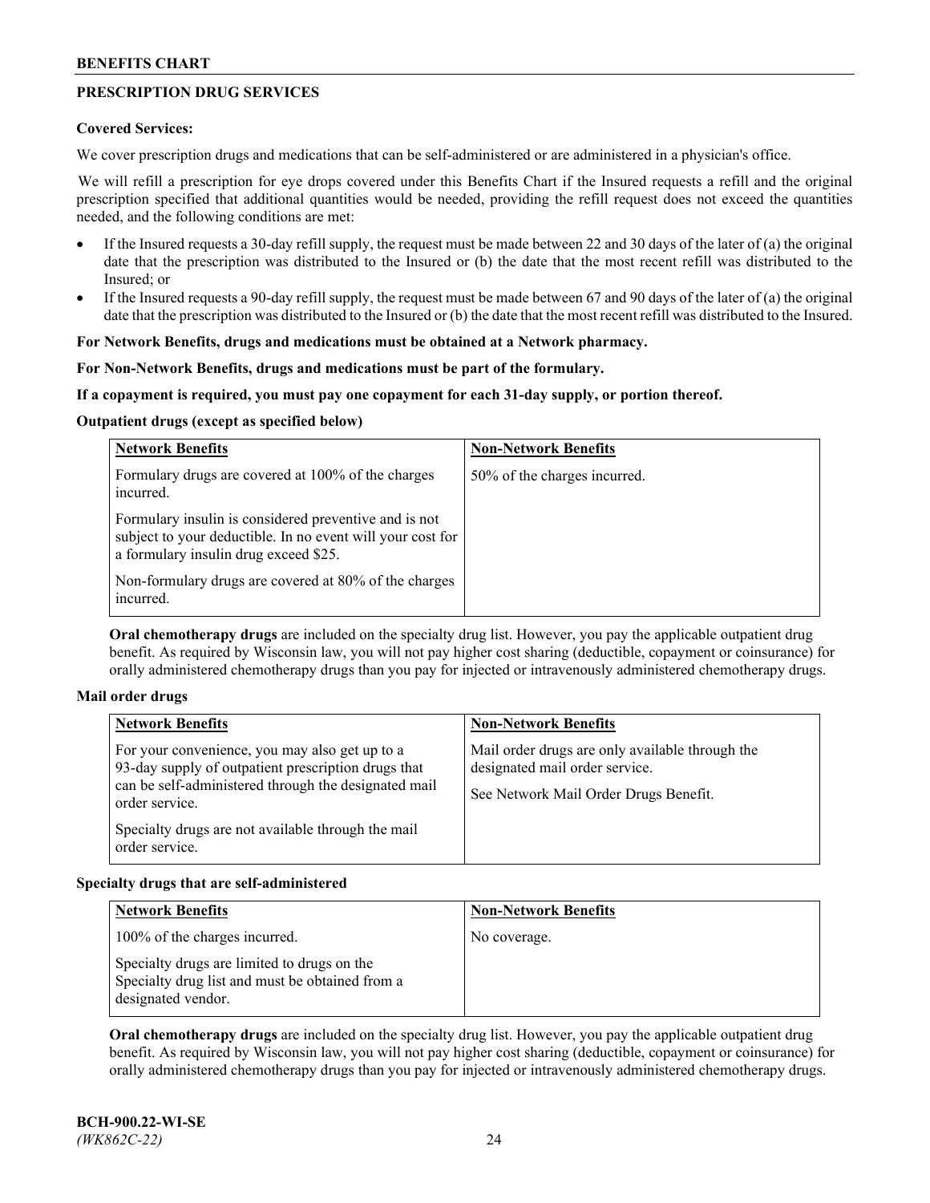## PRESCRIPTION DRUG SERVICES

**Covered Services:**

We cover prescription drugs and medications that can be self-administered or are administered in a physician's office.

We will refill a prescription for eye drops covered under this Benefits Chart if the Insured requests a refill and the original prescription specified that additional quantities would be needed, providing the refill request does not exceed the quantities needed, and the following conditions are met:

- If the Insured requests a 30-day refill supply, the request must be made between 22 and 30 days of the later of (a) the original date that the prescription was distributed to the Insured or (b) the date that the most recent refill was distributed to the Insured; or
- If the Insured requests a 90-day refill supply, the request must be made between 67 and 90 days of the later of (a) the original date that the prescription was distributed to the Insured or (b) the date that the most recent refill was distributed to the Insured.

**For Network Benefits, drugs and medications must be obtained at a Network pharmacy.**

**For Non-Network Benefits, drugs and medications must be part of the formulary.**

**If a copayment is required, you must pay one copayment for each 31-day supply, or portion thereof.**

**Outpatient drugs (except as specified below)**

| Network Benefits | Non-Network Benefits |
| --- | --- |
| Formulary drugs are covered at 100% of the charges incurred.<br><br>Formulary insulin is considered preventive and is not subject to your deductible. In no event will your cost for a formulary insulin drug exceed $25.<br><br>Non-formulary drugs are covered at 80% of the charges incurred. | 50% of the charges incurred. |

**Oral chemotherapy drugs** are included on the specialty drug list. However, you pay the applicable outpatient drug benefit. As required by Wisconsin law, you will not pay higher cost sharing (deductible, copayment or coinsurance) for orally administered chemotherapy drugs than you pay for injected or intravenously administered chemotherapy drugs.

**Mail order drugs**

| Network Benefits | Non-Network Benefits |
| --- | --- |
| For your convenience, you may also get up to a 93-day supply of outpatient prescription drugs that can be self-administered through the designated mail order service.<br><br>Specialty drugs are not available through the mail order service. | Mail order drugs are only available through the designated mail order service.<br><br>See Network Mail Order Drugs Benefit. |

**Specialty drugs that are self-administered**

| Network Benefits | Non-Network Benefits |
| --- | --- |
| 100% of the charges incurred.<br><br>Specialty drugs are limited to drugs on the Specialty drug list and must be obtained from a designated vendor. | No coverage. |

**Oral chemotherapy drugs** are included on the specialty drug list. However, you pay the applicable outpatient drug benefit. As required by Wisconsin law, you will not pay higher cost sharing (deductible, copayment or coinsurance) for orally administered chemotherapy drugs than you pay for injected or intravenously administered chemotherapy drugs.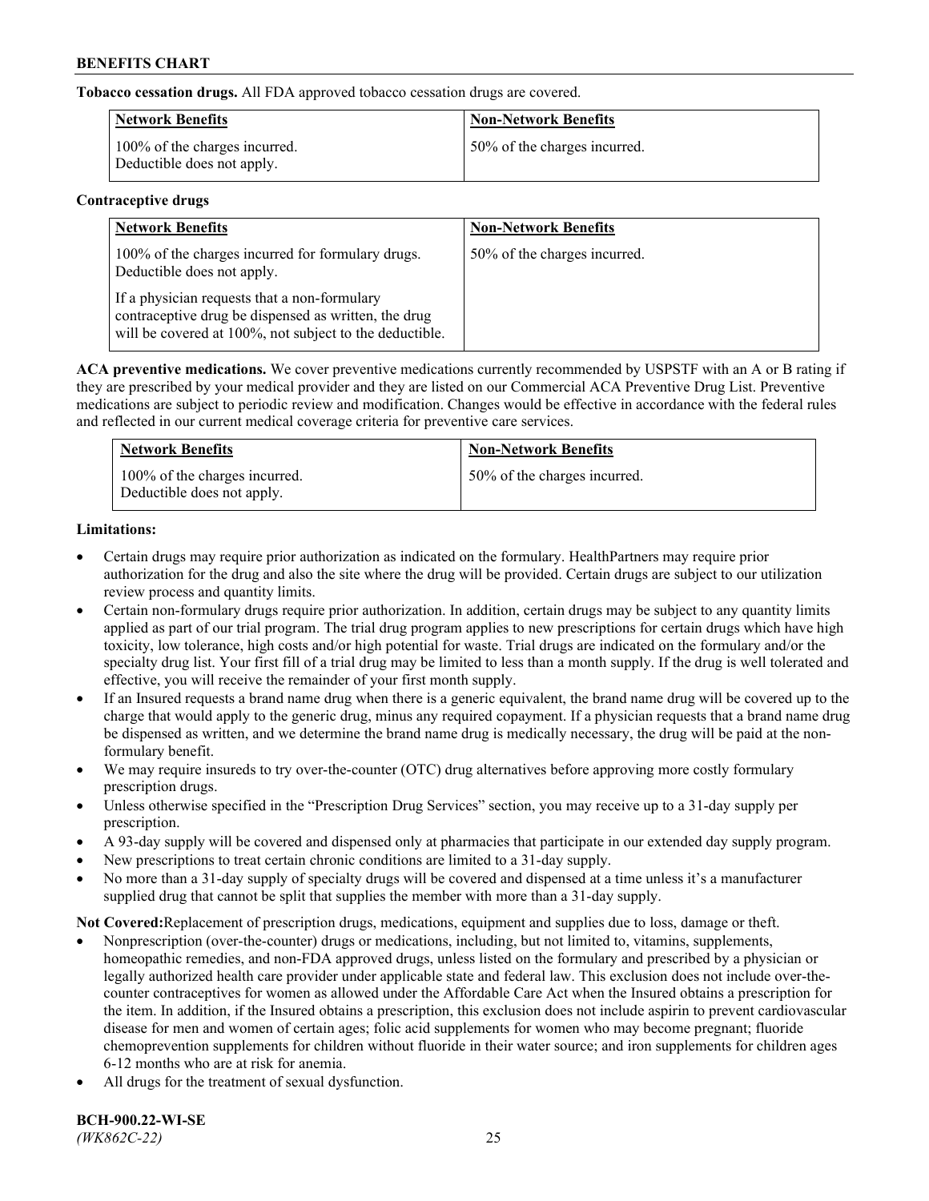**Tobacco cessation drugs.** All FDA approved tobacco cessation drugs are covered.

| Network Benefits | Non-Network Benefits |
|---|---|
| 100% of the charges incurred. Deductible does not apply. | 50% of the charges incurred. |

**Contraceptive drugs**

| Network Benefits | Non-Network Benefits |
|---|---|
| 100% of the charges incurred for formulary drugs. Deductible does not apply.<br><br>If a physician requests that a non-formulary contraceptive drug be dispensed as written, the drug will be covered at 100%, not subject to the deductible. | 50% of the charges incurred. |

**ACA preventive medications.** We cover preventive medications currently recommended by USPSTF with an A or B rating if they are prescribed by your medical provider and they are listed on our Commercial ACA Preventive Drug List. Preventive medications are subject to periodic review and modification. Changes would be effective in accordance with the federal rules and reflected in our current medical coverage criteria for preventive care services.

| Network Benefits | Non-Network Benefits |
|---|---|
| 100% of the charges incurred. Deductible does not apply. | 50% of the charges incurred. |

**Limitations:**

- Certain drugs may require prior authorization as indicated on the formulary. HealthPartners may require prior authorization for the drug and also the site where the drug will be provided. Certain drugs are subject to our utilization review process and quantity limits.
- Certain non-formulary drugs require prior authorization. In addition, certain drugs may be subject to any quantity limits applied as part of our trial program. The trial drug program applies to new prescriptions for certain drugs which have high toxicity, low tolerance, high costs and/or high potential for waste. Trial drugs are indicated on the formulary and/or the specialty drug list. Your first fill of a trial drug may be limited to less than a month supply. If the drug is well tolerated and effective, you will receive the remainder of your first month supply.
- If an Insured requests a brand name drug when there is a generic equivalent, the brand name drug will be covered up to the charge that would apply to the generic drug, minus any required copayment. If a physician requests that a brand name drug be dispensed as written, and we determine the brand name drug is medically necessary, the drug will be paid at the non-formulary benefit.
- We may require insureds to try over-the-counter (OTC) drug alternatives before approving more costly formulary prescription drugs.
- Unless otherwise specified in the "Prescription Drug Services" section, you may receive up to a 31-day supply per prescription.
- A 93-day supply will be covered and dispensed only at pharmacies that participate in our extended day supply program.
- New prescriptions to treat certain chronic conditions are limited to a 31-day supply.
- No more than a 31-day supply of specialty drugs will be covered and dispensed at a time unless it's a manufacturer supplied drug that cannot be split that supplies the member with more than a 31-day supply.

**Not Covered:**Replacement of prescription drugs, medications, equipment and supplies due to loss, damage or theft.

- Nonprescription (over-the-counter) drugs or medications, including, but not limited to, vitamins, supplements, homeopathic remedies, and non-FDA approved drugs, unless listed on the formulary and prescribed by a physician or legally authorized health care provider under applicable state and federal law. This exclusion does not include over-the-counter contraceptives for women as allowed under the Affordable Care Act when the Insured obtains a prescription for the item. In addition, if the Insured obtains a prescription, this exclusion does not include aspirin to prevent cardiovascular disease for men and women of certain ages; folic acid supplements for women who may become pregnant; fluoride chemoprevention supplements for children without fluoride in their water source; and iron supplements for children ages 6-12 months who are at risk for anemia.
- All drugs for the treatment of sexual dysfunction.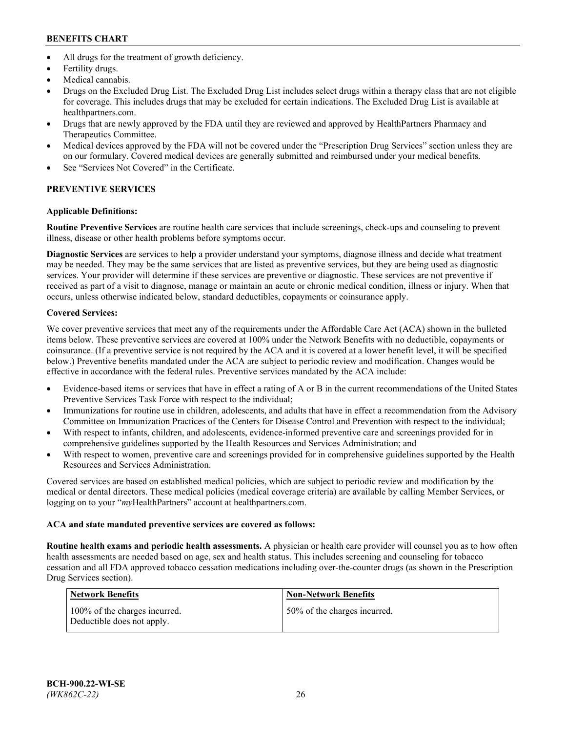- All drugs for the treatment of growth deficiency.
- Fertility drugs.
- Medical cannabis.
- Drugs on the Excluded Drug List. The Excluded Drug List includes select drugs within a therapy class that are not eligible for coverage. This includes drugs that may be excluded for certain indications. The Excluded Drug List is available at healthpartners.com.
- Drugs that are newly approved by the FDA until they are reviewed and approved by HealthPartners Pharmacy and Therapeutics Committee.
- Medical devices approved by the FDA will not be covered under the "Prescription Drug Services" section unless they are on our formulary. Covered medical devices are generally submitted and reimbursed under your medical benefits.
- See "Services Not Covered" in the Certificate.

## PREVENTIVE SERVICES

### Applicable Definitions:

**Routine Preventive Services** are routine health care services that include screenings, check-ups and counseling to prevent illness, disease or other health problems before symptoms occur.

**Diagnostic Services** are services to help a provider understand your symptoms, diagnose illness and decide what treatment may be needed. They may be the same services that are listed as preventive services, but they are being used as diagnostic services. Your provider will determine if these services are preventive or diagnostic. These services are not preventive if received as part of a visit to diagnose, manage or maintain an acute or chronic medical condition, illness or injury. When that occurs, unless otherwise indicated below, standard deductibles, copayments or coinsurance apply.

### Covered Services:

We cover preventive services that meet any of the requirements under the Affordable Care Act (ACA) shown in the bulleted items below. These preventive services are covered at 100% under the Network Benefits with no deductible, copayments or coinsurance. (If a preventive service is not required by the ACA and it is covered at a lower benefit level, it will be specified below.) Preventive benefits mandated under the ACA are subject to periodic review and modification. Changes would be effective in accordance with the federal rules. Preventive services mandated by the ACA include:

- Evidence-based items or services that have in effect a rating of A or B in the current recommendations of the United States Preventive Services Task Force with respect to the individual;
- Immunizations for routine use in children, adolescents, and adults that have in effect a recommendation from the Advisory Committee on Immunization Practices of the Centers for Disease Control and Prevention with respect to the individual;
- With respect to infants, children, and adolescents, evidence-informed preventive care and screenings provided for in comprehensive guidelines supported by the Health Resources and Services Administration; and
- With respect to women, preventive care and screenings provided for in comprehensive guidelines supported by the Health Resources and Services Administration.

Covered services are based on established medical policies, which are subject to periodic review and modification by the medical or dental directors. These medical policies (medical coverage criteria) are available by calling Member Services, or logging on to your "*my*HealthPartners" account at healthpartners.com.

**ACA and state mandated preventive services are covered as follows:**

**Routine health exams and periodic health assessments.** A physician or health care provider will counsel you as to how often health assessments are needed based on age, sex and health status. This includes screening and counseling for tobacco cessation and all FDA approved tobacco cessation medications including over-the-counter drugs (as shown in the Prescription Drug Services section).

| Network Benefits | Non-Network Benefits |
|---|---|
| 100% of the charges incurred. Deductible does not apply. | 50% of the charges incurred. |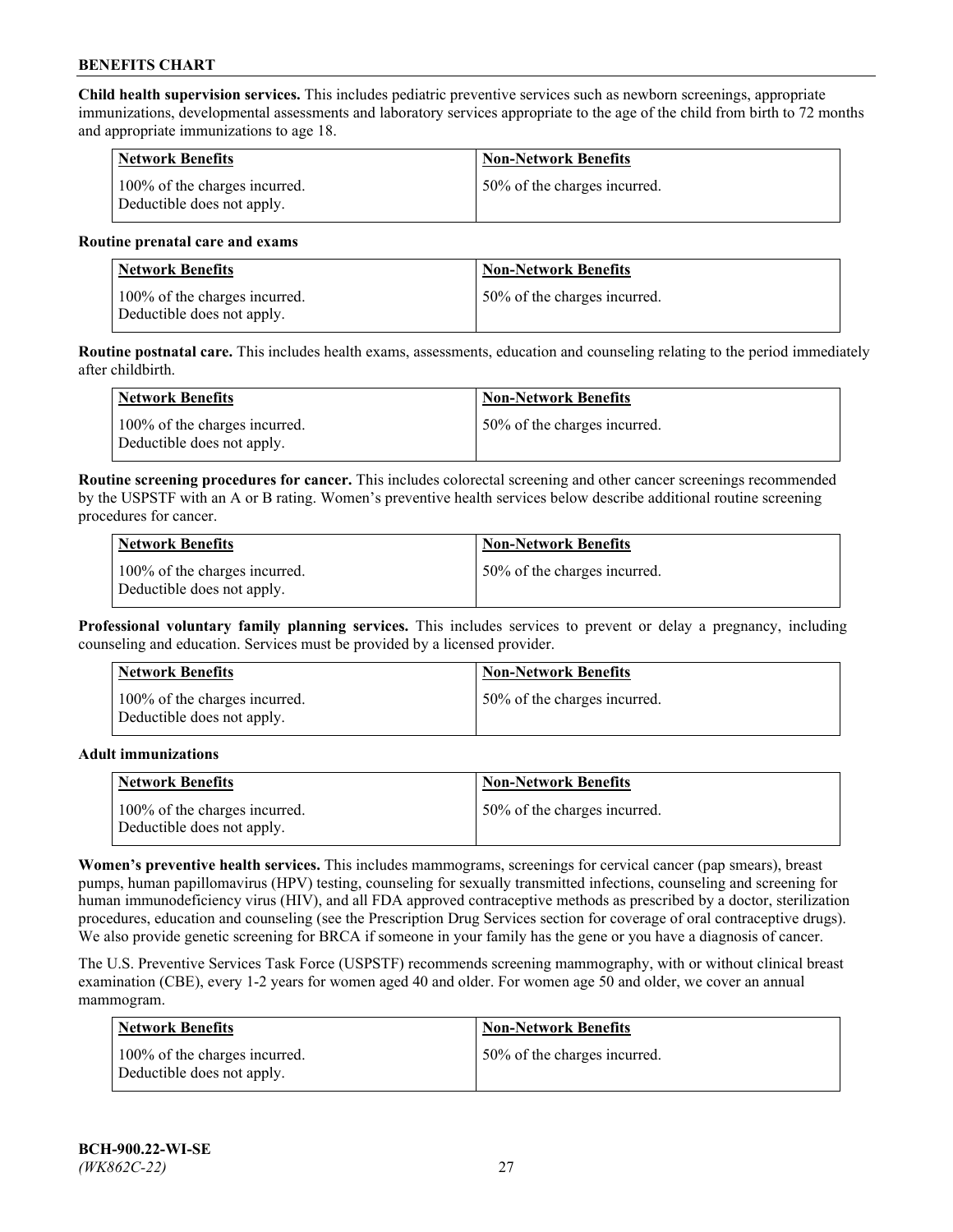**Child health supervision services.** This includes pediatric preventive services such as newborn screenings, appropriate immunizations, developmental assessments and laboratory services appropriate to the age of the child from birth to 72 months and appropriate immunizations to age 18.

| Network Benefits | Non-Network Benefits |
| --- | --- |
| 100% of the charges incurred. Deductible does not apply. | 50% of the charges incurred. |

**Routine prenatal care and exams**

| Network Benefits | Non-Network Benefits |
| --- | --- |
| 100% of the charges incurred. Deductible does not apply. | 50% of the charges incurred. |

**Routine postnatal care.** This includes health exams, assessments, education and counseling relating to the period immediately after childbirth.

| Network Benefits | Non-Network Benefits |
| --- | --- |
| 100% of the charges incurred. Deductible does not apply. | 50% of the charges incurred. |

**Routine screening procedures for cancer.** This includes colorectal screening and other cancer screenings recommended by the USPSTF with an A or B rating. Women's preventive health services below describe additional routine screening procedures for cancer.

| Network Benefits | Non-Network Benefits |
| --- | --- |
| 100% of the charges incurred. Deductible does not apply. | 50% of the charges incurred. |

**Professional voluntary family planning services.** This includes services to prevent or delay a pregnancy, including counseling and education. Services must be provided by a licensed provider.

| Network Benefits | Non-Network Benefits |
| --- | --- |
| 100% of the charges incurred. Deductible does not apply. | 50% of the charges incurred. |

**Adult immunizations**

| Network Benefits | Non-Network Benefits |
| --- | --- |
| 100% of the charges incurred. Deductible does not apply. | 50% of the charges incurred. |

**Women's preventive health services.** This includes mammograms, screenings for cervical cancer (pap smears), breast pumps, human papillomavirus (HPV) testing, counseling for sexually transmitted infections, counseling and screening for human immunodeficiency virus (HIV), and all FDA approved contraceptive methods as prescribed by a doctor, sterilization procedures, education and counseling (see the Prescription Drug Services section for coverage of oral contraceptive drugs). We also provide genetic screening for BRCA if someone in your family has the gene or you have a diagnosis of cancer.

The U.S. Preventive Services Task Force (USPSTF) recommends screening mammography, with or without clinical breast examination (CBE), every 1-2 years for women aged 40 and older. For women age 50 and older, we cover an annual mammogram.

| Network Benefits | Non-Network Benefits |
| --- | --- |
| 100% of the charges incurred. Deductible does not apply. | 50% of the charges incurred. |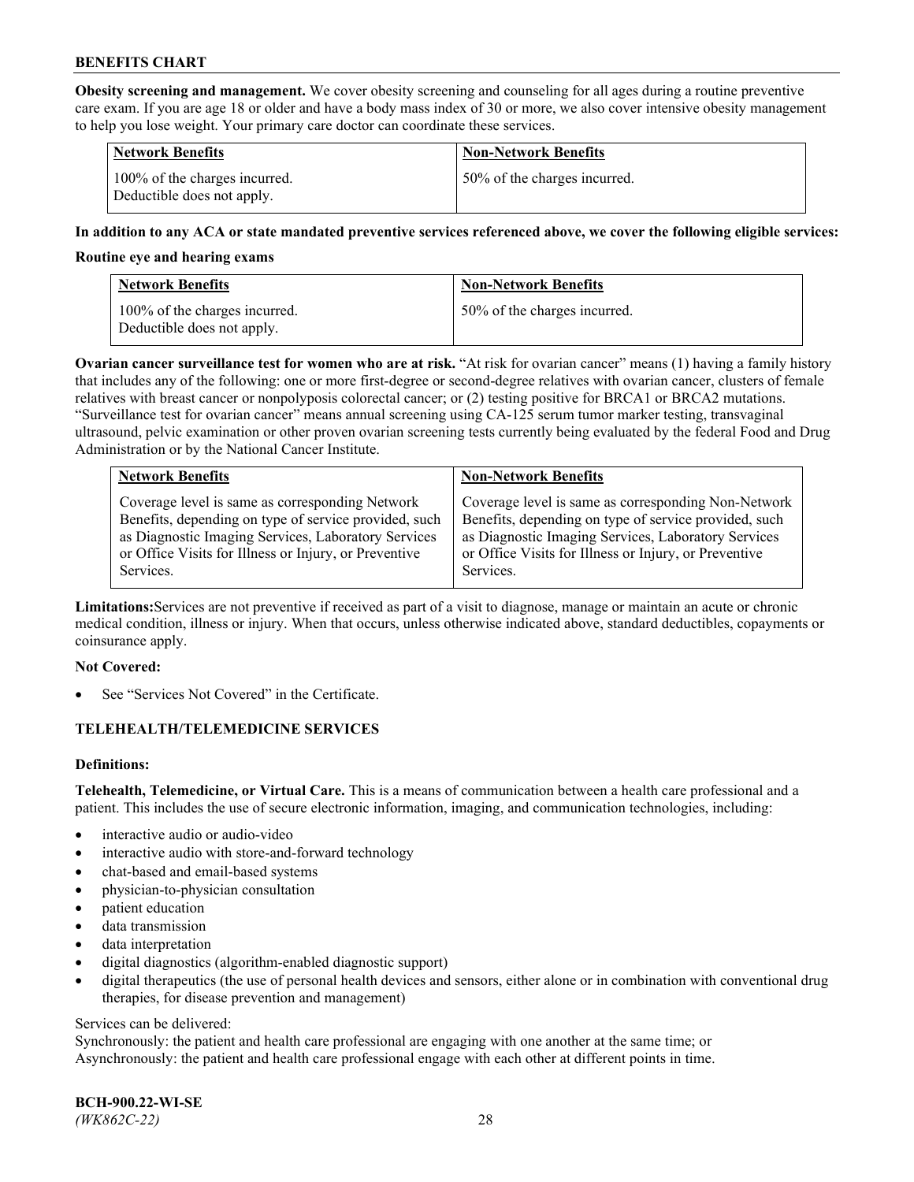**Obesity screening and management.** We cover obesity screening and counseling for all ages during a routine preventive care exam. If you are age 18 or older and have a body mass index of 30 or more, we also cover intensive obesity management to help you lose weight. Your primary care doctor can coordinate these services.

| Network Benefits | Non-Network Benefits |
| --- | --- |
| 100% of the charges incurred. Deductible does not apply. | 50% of the charges incurred. |

**In addition to any ACA or state mandated preventive services referenced above, we cover the following eligible services:**

**Routine eye and hearing exams**

| Network Benefits | Non-Network Benefits |
| --- | --- |
| 100% of the charges incurred. Deductible does not apply. | 50% of the charges incurred. |

**Ovarian cancer surveillance test for women who are at risk.** "At risk for ovarian cancer" means (1) having a family history that includes any of the following: one or more first-degree or second-degree relatives with ovarian cancer, clusters of female relatives with breast cancer or nonpolyposis colorectal cancer; or (2) testing positive for BRCA1 or BRCA2 mutations. "Surveillance test for ovarian cancer" means annual screening using CA-125 serum tumor marker testing, transvaginal ultrasound, pelvic examination or other proven ovarian screening tests currently being evaluated by the federal Food and Drug Administration or by the National Cancer Institute.

| Network Benefits | Non-Network Benefits |
| --- | --- |
| Coverage level is same as corresponding Network Benefits, depending on type of service provided, such as Diagnostic Imaging Services, Laboratory Services or Office Visits for Illness or Injury, or Preventive Services. | Coverage level is same as corresponding Non-Network Benefits, depending on type of service provided, such as Diagnostic Imaging Services, Laboratory Services or Office Visits for Illness or Injury, or Preventive Services. |

**Limitations:**Services are not preventive if received as part of a visit to diagnose, manage or maintain an acute or chronic medical condition, illness or injury. When that occurs, unless otherwise indicated above, standard deductibles, copayments or coinsurance apply.

**Not Covered:**

- See "Services Not Covered" in the Certificate.

## TELEHEALTH/TELEMEDICINE SERVICES

**Definitions:**

**Telehealth, Telemedicine, or Virtual Care.** This is a means of communication between a health care professional and a patient. This includes the use of secure electronic information, imaging, and communication technologies, including:

- interactive audio or audio-video
- interactive audio with store-and-forward technology
- chat-based and email-based systems
- physician-to-physician consultation
- patient education
- data transmission
- data interpretation
- digital diagnostics (algorithm-enabled diagnostic support)
- digital therapeutics (the use of personal health devices and sensors, either alone or in combination with conventional drug therapies, for disease prevention and management)

Services can be delivered:
Synchronously: the patient and health care professional are engaging with one another at the same time; or
Asynchronously: the patient and health care professional engage with each other at different points in time.

**BCH-900.22-WI-SE**
*(WK862C-22)*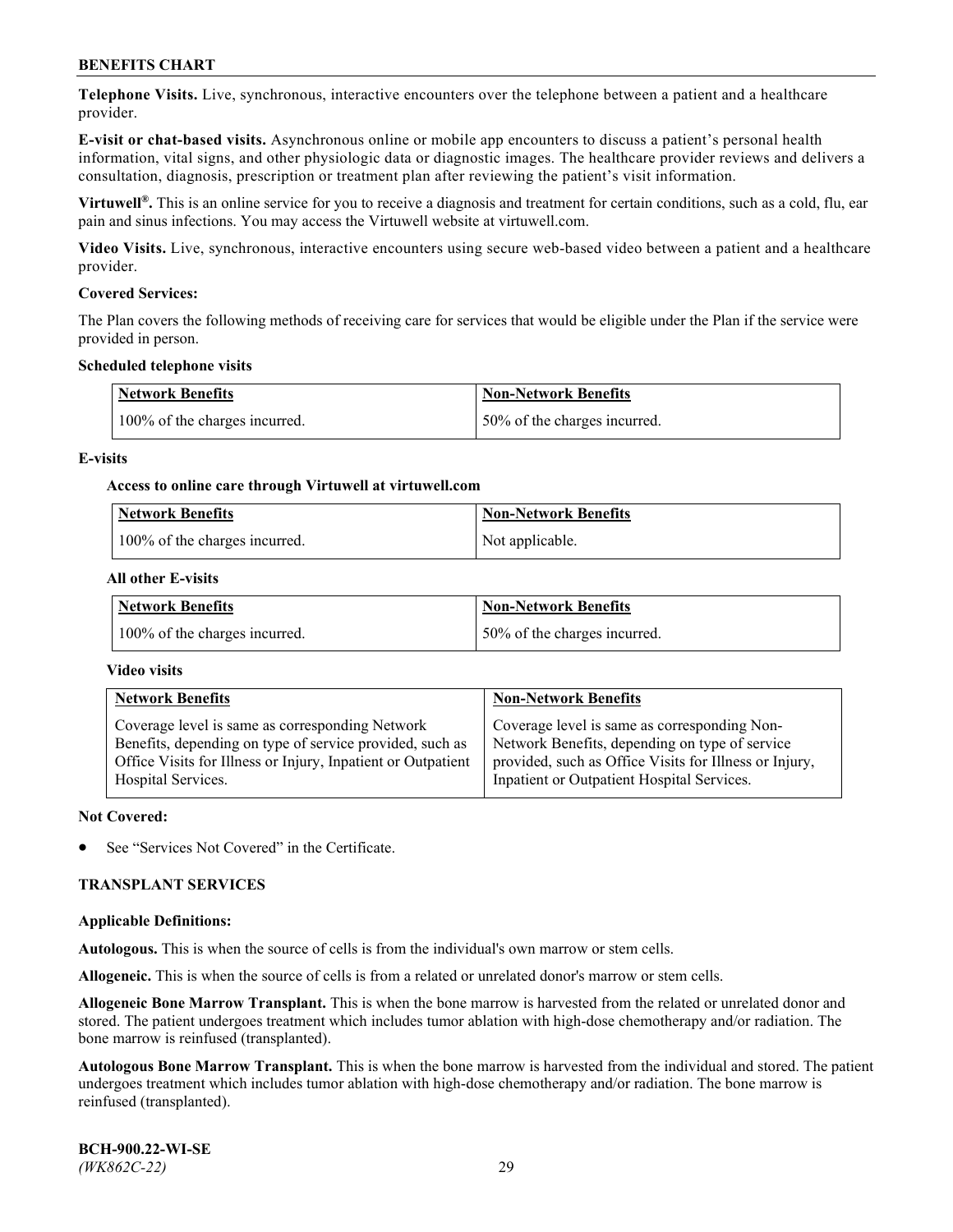**Telephone Visits.** Live, synchronous, interactive encounters over the telephone between a patient and a healthcare provider.

**E-visit or chat-based visits.** Asynchronous online or mobile app encounters to discuss a patient's personal health information, vital signs, and other physiologic data or diagnostic images. The healthcare provider reviews and delivers a consultation, diagnosis, prescription or treatment plan after reviewing the patient's visit information.

**Virtuwell®.** This is an online service for you to receive a diagnosis and treatment for certain conditions, such as a cold, flu, ear pain and sinus infections. You may access the Virtuwell website at virtuwell.com.

**Video Visits.** Live, synchronous, interactive encounters using secure web-based video between a patient and a healthcare provider.

**Covered Services:**

The Plan covers the following methods of receiving care for services that would be eligible under the Plan if the service were provided in person.

**Scheduled telephone visits**

| Network Benefits | Non-Network Benefits |
|---|---|
| 100% of the charges incurred. | 50% of the charges incurred. |

**E-visits**

**Access to online care through Virtuwell at virtuwell.com**

| Network Benefits | Non-Network Benefits |
|---|---|
| 100% of the charges incurred. | Not applicable. |

**All other E-visits**

| Network Benefits | Non-Network Benefits |
|---|---|
| 100% of the charges incurred. | 50% of the charges incurred. |

**Video visits**

| Network Benefits | Non-Network Benefits |
|---|---|
| Coverage level is same as corresponding Network Benefits, depending on type of service provided, such as Office Visits for Illness or Injury, Inpatient or Outpatient Hospital Services. | Coverage level is same as corresponding Non-Network Benefits, depending on type of service provided, such as Office Visits for Illness or Injury, Inpatient or Outpatient Hospital Services. |

**Not Covered:**

- See "Services Not Covered" in the Certificate.

## TRANSPLANT SERVICES

**Applicable Definitions:**

**Autologous.** This is when the source of cells is from the individual's own marrow or stem cells.

**Allogeneic.** This is when the source of cells is from a related or unrelated donor's marrow or stem cells.

**Allogeneic Bone Marrow Transplant.** This is when the bone marrow is harvested from the related or unrelated donor and stored. The patient undergoes treatment which includes tumor ablation with high-dose chemotherapy and/or radiation. The bone marrow is reinfused (transplanted).

**Autologous Bone Marrow Transplant.** This is when the bone marrow is harvested from the individual and stored. The patient undergoes treatment which includes tumor ablation with high-dose chemotherapy and/or radiation. The bone marrow is reinfused (transplanted).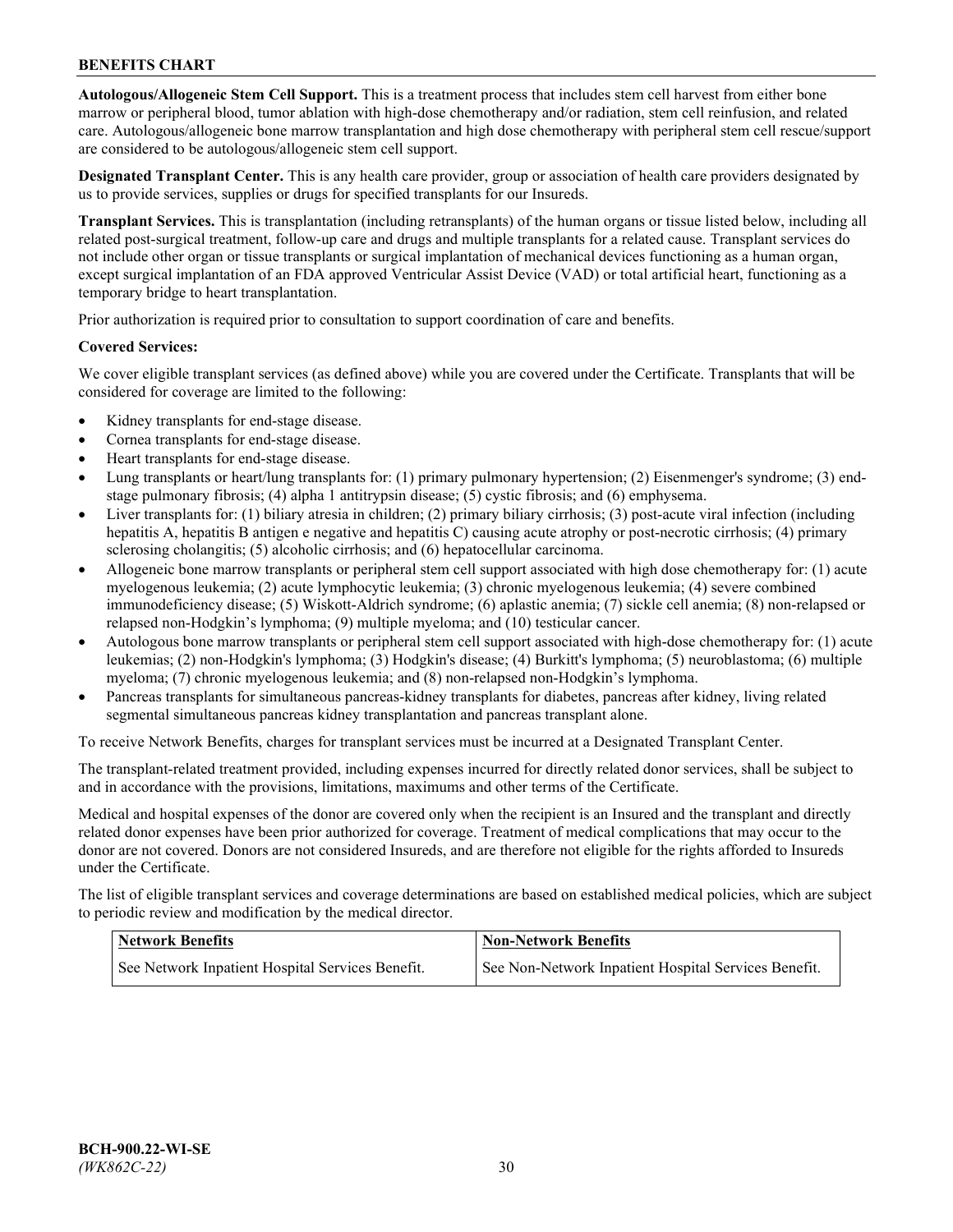**Autologous/Allogeneic Stem Cell Support.** This is a treatment process that includes stem cell harvest from either bone marrow or peripheral blood, tumor ablation with high-dose chemotherapy and/or radiation, stem cell reinfusion, and related care. Autologous/allogeneic bone marrow transplantation and high dose chemotherapy with peripheral stem cell rescue/support are considered to be autologous/allogeneic stem cell support.

**Designated Transplant Center.** This is any health care provider, group or association of health care providers designated by us to provide services, supplies or drugs for specified transplants for our Insureds.

**Transplant Services.** This is transplantation (including retransplants) of the human organs or tissue listed below, including all related post-surgical treatment, follow-up care and drugs and multiple transplants for a related cause. Transplant services do not include other organ or tissue transplants or surgical implantation of mechanical devices functioning as a human organ, except surgical implantation of an FDA approved Ventricular Assist Device (VAD) or total artificial heart, functioning as a temporary bridge to heart transplantation.

Prior authorization is required prior to consultation to support coordination of care and benefits.

**Covered Services:**

We cover eligible transplant services (as defined above) while you are covered under the Certificate. Transplants that will be considered for coverage are limited to the following:

- Kidney transplants for end-stage disease.
- Cornea transplants for end-stage disease.
- Heart transplants for end-stage disease.
- Lung transplants or heart/lung transplants for: (1) primary pulmonary hypertension; (2) Eisenmenger's syndrome; (3) end-stage pulmonary fibrosis; (4) alpha 1 antitrypsin disease; (5) cystic fibrosis; and (6) emphysema.
- Liver transplants for: (1) biliary atresia in children; (2) primary biliary cirrhosis; (3) post-acute viral infection (including hepatitis A, hepatitis B antigen e negative and hepatitis C) causing acute atrophy or post-necrotic cirrhosis; (4) primary sclerosing cholangitis; (5) alcoholic cirrhosis; and (6) hepatocellular carcinoma.
- Allogeneic bone marrow transplants or peripheral stem cell support associated with high dose chemotherapy for: (1) acute myelogenous leukemia; (2) acute lymphocytic leukemia; (3) chronic myelogenous leukemia; (4) severe combined immunodeficiency disease; (5) Wiskott-Aldrich syndrome; (6) aplastic anemia; (7) sickle cell anemia; (8) non-relapsed or relapsed non-Hodgkin's lymphoma; (9) multiple myeloma; and (10) testicular cancer.
- Autologous bone marrow transplants or peripheral stem cell support associated with high-dose chemotherapy for: (1) acute leukemias; (2) non-Hodgkin's lymphoma; (3) Hodgkin's disease; (4) Burkitt's lymphoma; (5) neuroblastoma; (6) multiple myeloma; (7) chronic myelogenous leukemia; and (8) non-relapsed non-Hodgkin's lymphoma.
- Pancreas transplants for simultaneous pancreas-kidney transplants for diabetes, pancreas after kidney, living related segmental simultaneous pancreas kidney transplantation and pancreas transplant alone.

To receive Network Benefits, charges for transplant services must be incurred at a Designated Transplant Center.

The transplant-related treatment provided, including expenses incurred for directly related donor services, shall be subject to and in accordance with the provisions, limitations, maximums and other terms of the Certificate.

Medical and hospital expenses of the donor are covered only when the recipient is an Insured and the transplant and directly related donor expenses have been prior authorized for coverage. Treatment of medical complications that may occur to the donor are not covered. Donors are not considered Insureds, and are therefore not eligible for the rights afforded to Insureds under the Certificate.

The list of eligible transplant services and coverage determinations are based on established medical policies, which are subject to periodic review and modification by the medical director.

| Network Benefits | Non-Network Benefits |
| --- | --- |
| See Network Inpatient Hospital Services Benefit. | See Non-Network Inpatient Hospital Services Benefit. |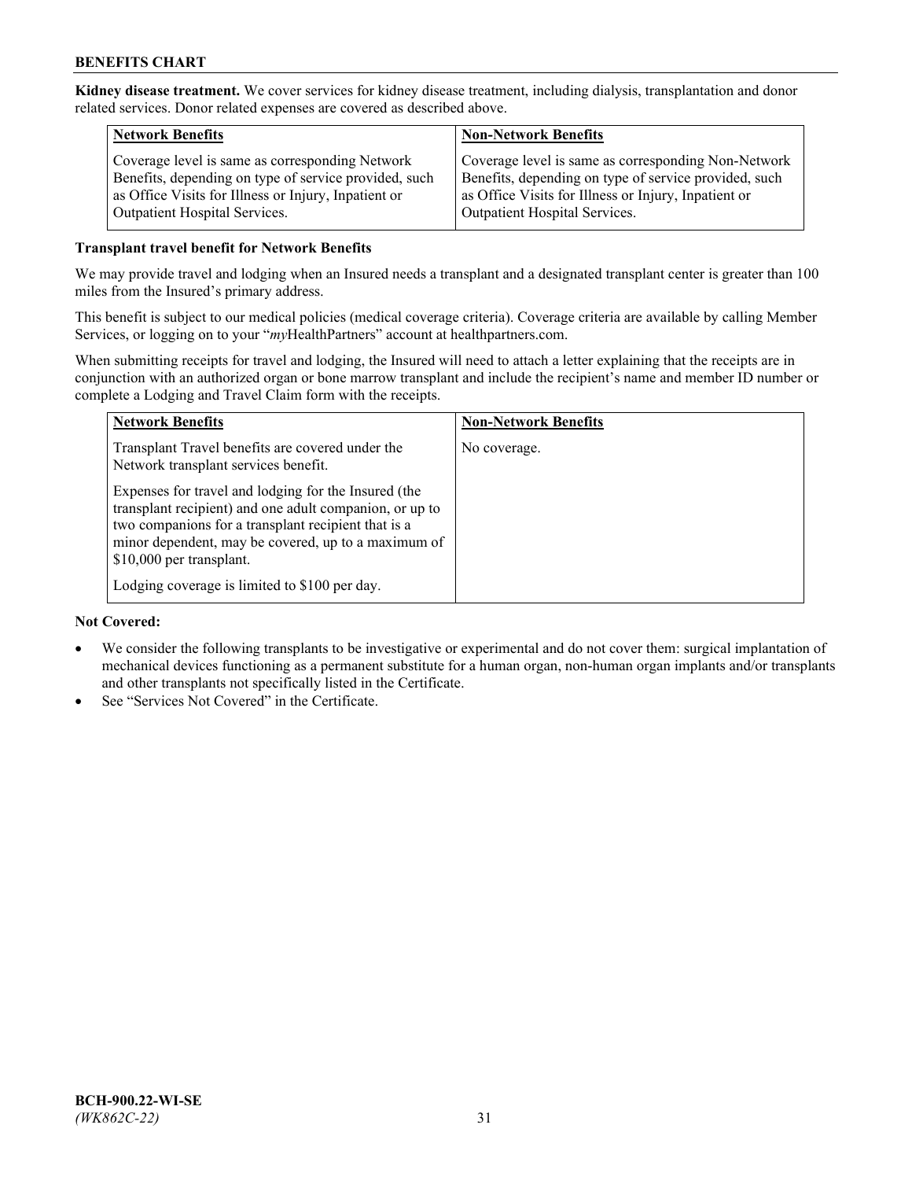**Kidney disease treatment.** We cover services for kidney disease treatment, including dialysis, transplantation and donor related services. Donor related expenses are covered as described above.

| Network Benefits | Non-Network Benefits |
|---|---|
| Coverage level is same as corresponding Network Benefits, depending on type of service provided, such as Office Visits for Illness or Injury, Inpatient or Outpatient Hospital Services. | Coverage level is same as corresponding Non-Network Benefits, depending on type of service provided, such as Office Visits for Illness or Injury, Inpatient or Outpatient Hospital Services. |

**Transplant travel benefit for Network Benefits**

We may provide travel and lodging when an Insured needs a transplant and a designated transplant center is greater than 100 miles from the Insured's primary address.

This benefit is subject to our medical policies (medical coverage criteria). Coverage criteria are available by calling Member Services, or logging on to your "*my*HealthPartners" account at healthpartners.com.

When submitting receipts for travel and lodging, the Insured will need to attach a letter explaining that the receipts are in conjunction with an authorized organ or bone marrow transplant and include the recipient's name and member ID number or complete a Lodging and Travel Claim form with the receipts.

| Network Benefits | Non-Network Benefits |
|---|---|
| Transplant Travel benefits are covered under the Network transplant services benefit.<br><br>Expenses for travel and lodging for the Insured (the transplant recipient) and one adult companion, or up to two companions for a transplant recipient that is a minor dependent, may be covered, up to a maximum of $10,000 per transplant.<br><br>Lodging coverage is limited to $100 per day. | No coverage. |

**Not Covered:**

- We consider the following transplants to be investigative or experimental and do not cover them: surgical implantation of mechanical devices functioning as a permanent substitute for a human organ, non-human organ implants and/or transplants and other transplants not specifically listed in the Certificate.
- See "Services Not Covered" in the Certificate.